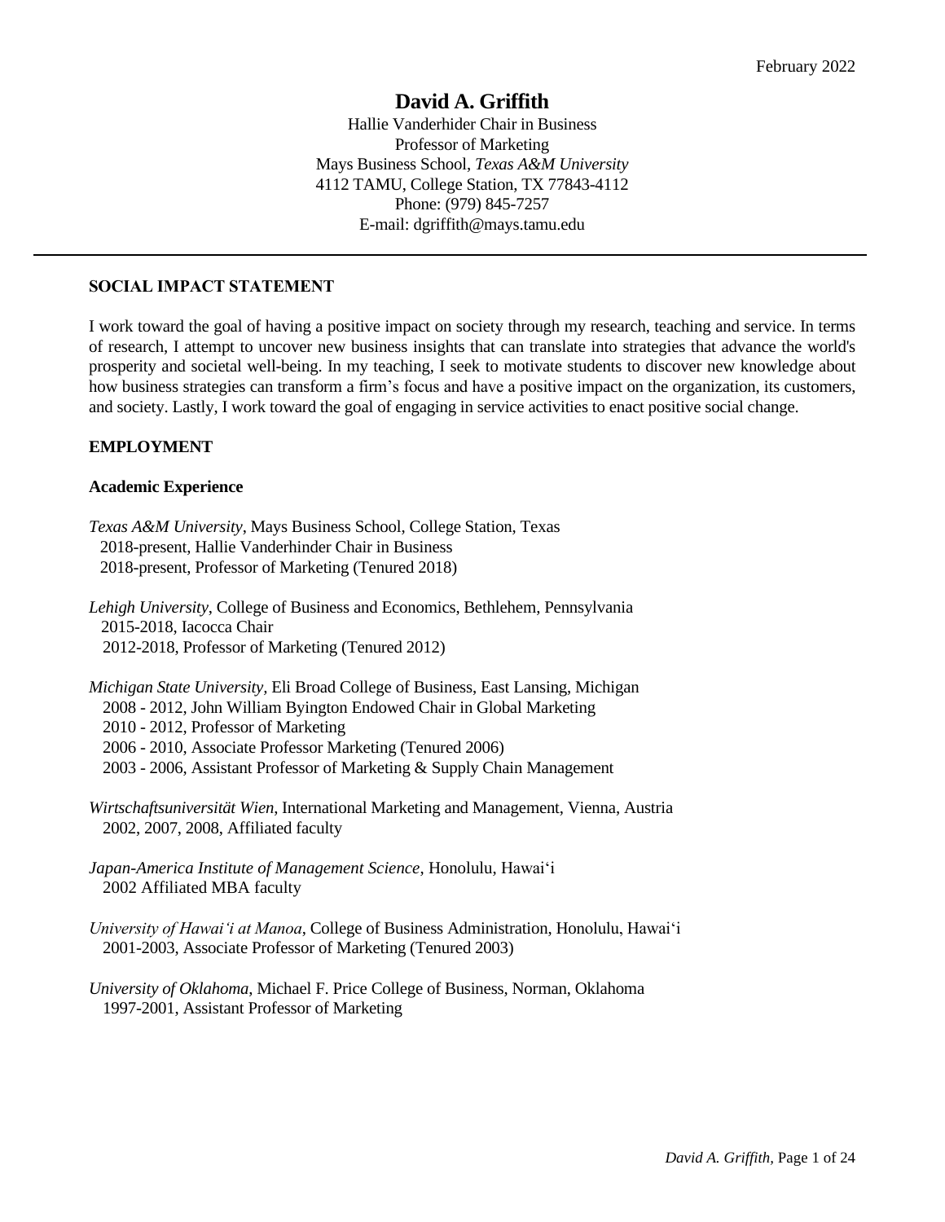February 2022

# David A. Griffith

Hallie Vanderhider Chair in Business
Professor of Marketing
Mays Business School, *Texas A&M University*
4112 TAMU, College Station, TX 77843-4112
Phone: (979) 845-7257
E-mail: dgriffith@mays.tamu.edu

---

## SOCIAL IMPACT STATEMENT

I work toward the goal of having a positive impact on society through my research, teaching and service. In terms of research, I attempt to uncover new business insights that can translate into strategies that advance the world's prosperity and societal well-being. In my teaching, I seek to motivate students to discover new knowledge about how business strategies can transform a firm's focus and have a positive impact on the organization, its customers, and society. Lastly, I work toward the goal of engaging in service activities to enact positive social change.

## EMPLOYMENT

### Academic Experience

*Texas A&M University*, Mays Business School, College Station, Texas
2018-present, Hallie Vanderhinder Chair in Business
2018-present, Professor of Marketing (Tenured 2018)

*Lehigh University*, College of Business and Economics, Bethlehem, Pennsylvania
2015-2018, Iacocca Chair
2012-2018, Professor of Marketing (Tenured 2012)

*Michigan State University*, Eli Broad College of Business, East Lansing, Michigan
2008 - 2012, John William Byington Endowed Chair in Global Marketing
2010 - 2012, Professor of Marketing
2006 - 2010, Associate Professor Marketing (Tenured 2006)
2003 - 2006, Assistant Professor of Marketing & Supply Chain Management

*Wirtschaftsuniversität Wien*, International Marketing and Management, Vienna, Austria
2002, 2007, 2008, Affiliated faculty

*Japan-America Institute of Management Science*, Honolulu, Hawai'i
2002 Affiliated MBA faculty

*University of Hawai'i at Manoa*, College of Business Administration, Honolulu, Hawai'i
2001-2003, Associate Professor of Marketing (Tenured 2003)

*University of Oklahoma*, Michael F. Price College of Business, Norman, Oklahoma
1997-2001, Assistant Professor of Marketing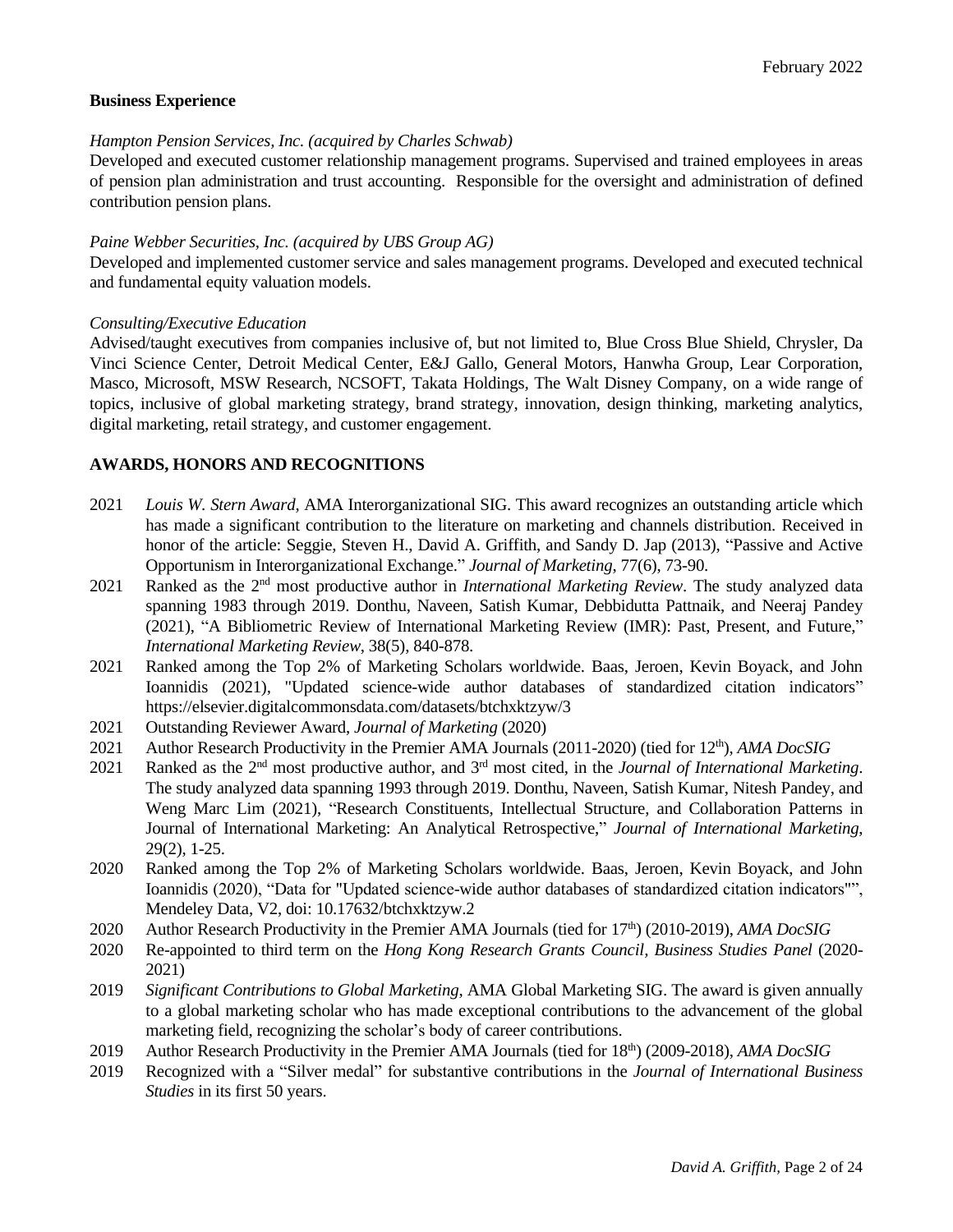### Business Experience

*Hampton Pension Services, Inc. (acquired by Charles Schwab)*
Developed and executed customer relationship management programs. Supervised and trained employees in areas of pension plan administration and trust accounting. Responsible for the oversight and administration of defined contribution pension plans.

*Paine Webber Securities, Inc. (acquired by UBS Group AG)*
Developed and implemented customer service and sales management programs. Developed and executed technical and fundamental equity valuation models.

*Consulting/Executive Education*
Advised/taught executives from companies inclusive of, but not limited to, Blue Cross Blue Shield, Chrysler, Da Vinci Science Center, Detroit Medical Center, E&J Gallo, General Motors, Hanwha Group, Lear Corporation, Masco, Microsoft, MSW Research, NCSOFT, Takata Holdings, The Walt Disney Company, on a wide range of topics, inclusive of global marketing strategy, brand strategy, innovation, design thinking, marketing analytics, digital marketing, retail strategy, and customer engagement.

## AWARDS, HONORS AND RECOGNITIONS

- 2021 *Louis W. Stern Award*, AMA Interorganizational SIG. This award recognizes an outstanding article which has made a significant contribution to the literature on marketing and channels distribution. Received in honor of the article: Seggie, Steven H., David A. Griffith, and Sandy D. Jap (2013), "Passive and Active Opportunism in Interorganizational Exchange." *Journal of Marketing*, 77(6), 73-90.
- 2021 Ranked as the 2nd most productive author in *International Marketing Review*. The study analyzed data spanning 1983 through 2019. Donthu, Naveen, Satish Kumar, Debbidutta Pattnaik, and Neeraj Pandey (2021), "A Bibliometric Review of International Marketing Review (IMR): Past, Present, and Future," *International Marketing Review*, 38(5), 840-878.
- 2021 Ranked among the Top 2% of Marketing Scholars worldwide. Baas, Jeroen, Kevin Boyack, and John Ioannidis (2021), "Updated science-wide author databases of standardized citation indicators" https://elsevier.digitalcommonsdata.com/datasets/btchxktzyw/3
- 2021 Outstanding Reviewer Award, *Journal of Marketing* (2020)
- 2021 Author Research Productivity in the Premier AMA Journals (2011-2020) (tied for 12th), *AMA DocSIG*
- 2021 Ranked as the 2nd most productive author, and 3rd most cited, in the *Journal of International Marketing*. The study analyzed data spanning 1993 through 2019. Donthu, Naveen, Satish Kumar, Nitesh Pandey, and Weng Marc Lim (2021), "Research Constituents, Intellectual Structure, and Collaboration Patterns in Journal of International Marketing: An Analytical Retrospective," *Journal of International Marketing*, 29(2), 1-25.
- 2020 Ranked among the Top 2% of Marketing Scholars worldwide. Baas, Jeroen, Kevin Boyack, and John Ioannidis (2020), "Data for "Updated science-wide author databases of standardized citation indicators"", Mendeley Data, V2, doi: 10.17632/btchxktzyw.2
- 2020 Author Research Productivity in the Premier AMA Journals (tied for 17th) (2010-2019), *AMA DocSIG*
- 2020 Re-appointed to third term on the *Hong Kong Research Grants Council, Business Studies Panel* (2020-2021)
- 2019 *Significant Contributions to Global Marketing*, AMA Global Marketing SIG. The award is given annually to a global marketing scholar who has made exceptional contributions to the advancement of the global marketing field, recognizing the scholar's body of career contributions.
- 2019 Author Research Productivity in the Premier AMA Journals (tied for 18th) (2009-2018), *AMA DocSIG*
- 2019 Recognized with a "Silver medal" for substantive contributions in the *Journal of International Business Studies* in its first 50 years.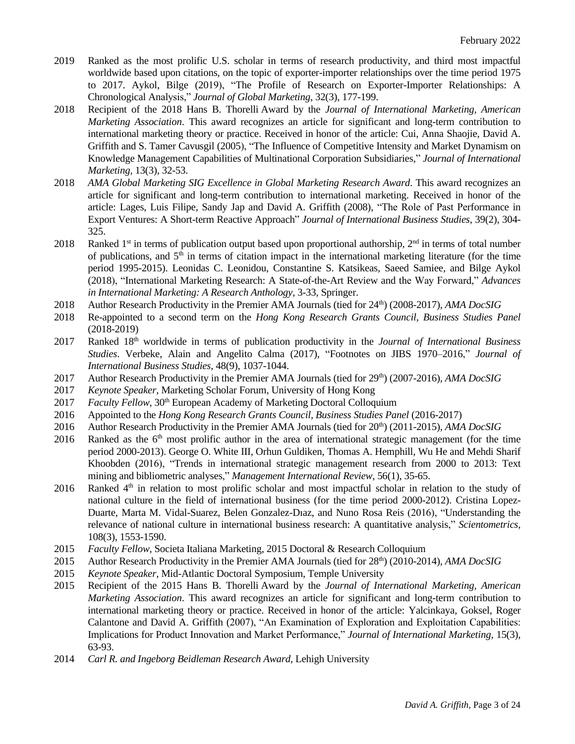- 2019 Ranked as the most prolific U.S. scholar in terms of research productivity, and third most impactful worldwide based upon citations, on the topic of exporter-importer relationships over the time period 1975 to 2017. Aykol, Bilge (2019), "The Profile of Research on Exporter-Importer Relationships: A Chronological Analysis," *Journal of Global Marketing*, 32(3), 177-199.
- 2018 Recipient of the 2018 Hans B. Thorelli Award by the *Journal of International Marketing, American Marketing Association*. This award recognizes an article for significant and long-term contribution to international marketing theory or practice. Received in honor of the article: Cui, Anna Shaojie, David A. Griffith and S. Tamer Cavusgil (2005), "The Influence of Competitive Intensity and Market Dynamism on Knowledge Management Capabilities of Multinational Corporation Subsidiaries," *Journal of International Marketing*, 13(3), 32-53.
- 2018 *AMA Global Marketing SIG Excellence in Global Marketing Research Award*. This award recognizes an article for significant and long-term contribution to international marketing. Received in honor of the article: Lages, Luis Filipe, Sandy Jap and David A. Griffith (2008), "The Role of Past Performance in Export Ventures: A Short-term Reactive Approach" *Journal of International Business Studies*, 39(2), 304-325.
- 2018 Ranked 1st in terms of publication output based upon proportional authorship, 2nd in terms of total number of publications, and 5th in terms of citation impact in the international marketing literature (for the time period 1995-2015). Leonidas C. Leonidou, Constantine S. Katsikeas, Saeed Samiee, and Bilge Aykol (2018), "International Marketing Research: A State-of-the-Art Review and the Way Forward," *Advances in International Marketing: A Research Anthology*, 3-33, Springer.
- 2018 Author Research Productivity in the Premier AMA Journals (tied for 24th) (2008-2017), *AMA DocSIG*
- 2018 Re-appointed to a second term on the *Hong Kong Research Grants Council, Business Studies Panel* (2018-2019)
- 2017 Ranked 18th worldwide in terms of publication productivity in the *Journal of International Business Studies*. Verbeke, Alain and Angelito Calma (2017), "Footnotes on JIBS 1970–2016," *Journal of International Business Studies*, 48(9), 1037-1044.
- 2017 Author Research Productivity in the Premier AMA Journals (tied for 29th) (2007-2016), *AMA DocSIG*
- 2017 *Keynote Speaker*, Marketing Scholar Forum, University of Hong Kong
- 2017 *Faculty Fellow*, 30th European Academy of Marketing Doctoral Colloquium
- 2016 Appointed to the *Hong Kong Research Grants Council, Business Studies Panel* (2016-2017)
- 2016 Author Research Productivity in the Premier AMA Journals (tied for 20th) (2011-2015), *AMA DocSIG*
- 2016 Ranked as the 6th most prolific author in the area of international strategic management (for the time period 2000-2013). George O. White III, Orhun Guldiken, Thomas A. Hemphill, Wu He and Mehdi Sharif Khoobden (2016), "Trends in international strategic management research from 2000 to 2013: Text mining and bibliometric analyses," *Management International Review*, 56(1), 35-65.
- 2016 Ranked 4th in relation to most prolific scholar and most impactful scholar in relation to the study of national culture in the field of international business (for the time period 2000-2012). Cristina Lopez-Duarte, Marta M. Vidal-Suarez, Belen Gonzalez-Dıaz, and Nuno Rosa Reis (2016), "Understanding the relevance of national culture in international business research: A quantitative analysis," *Scientometrics*, 108(3), 1553-1590.
- 2015 *Faculty Fellow*, Societa Italiana Marketing, 2015 Doctoral & Research Colloquium
- 2015 Author Research Productivity in the Premier AMA Journals (tied for 28th) (2010-2014), *AMA DocSIG*
- 2015 *Keynote Speaker*, Mid-Atlantic Doctoral Symposium, Temple University
- 2015 Recipient of the 2015 Hans B. Thorelli Award by the *Journal of International Marketing, American Marketing Association*. This award recognizes an article for significant and long-term contribution to international marketing theory or practice. Received in honor of the article: Yalcinkaya, Goksel, Roger Calantone and David A. Griffith (2007), "An Examination of Exploration and Exploitation Capabilities: Implications for Product Innovation and Market Performance," *Journal of International Marketing*, 15(3), 63-93.
- 2014 *Carl R. and Ingeborg Beidleman Research Award*, Lehigh University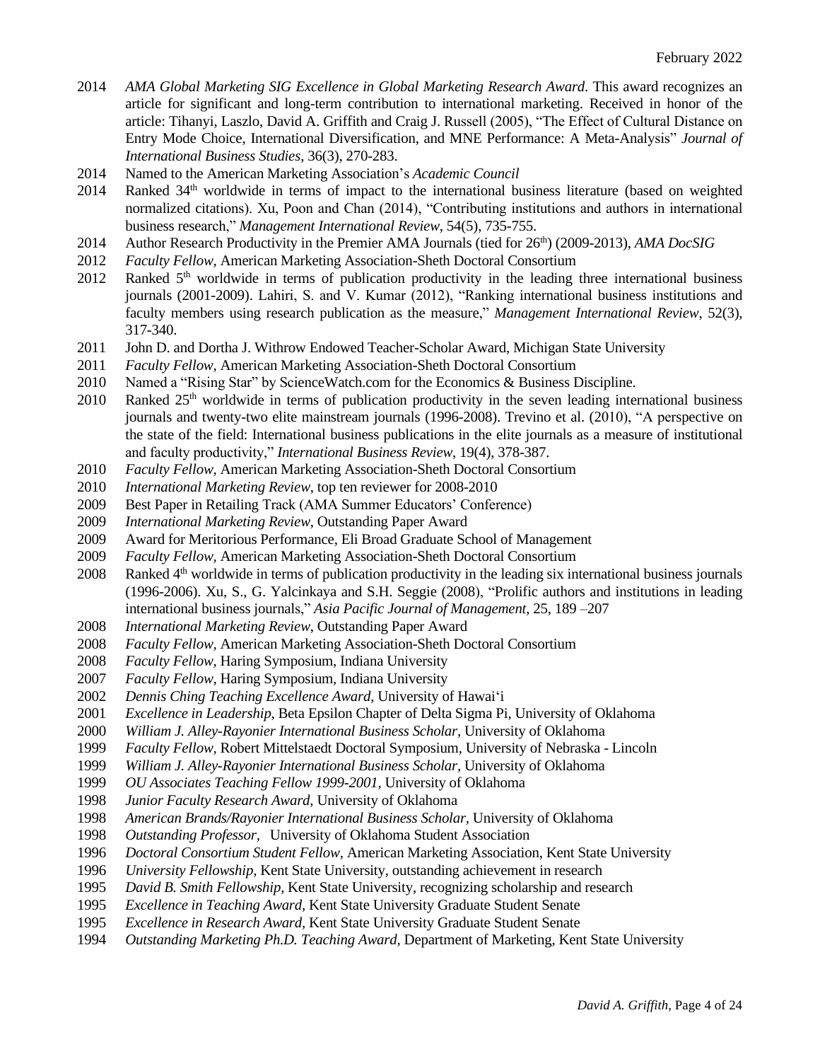2014 *AMA Global Marketing SIG Excellence in Global Marketing Research Award*. This award recognizes an article for significant and long-term contribution to international marketing. Received in honor of the article: Tihanyi, Laszlo, David A. Griffith and Craig J. Russell (2005), "The Effect of Cultural Distance on Entry Mode Choice, International Diversification, and MNE Performance: A Meta-Analysis" *Journal of International Business Studies*, 36(3), 270-283.

2014 Named to the American Marketing Association's *Academic Council*

2014 Ranked 34th worldwide in terms of impact to the international business literature (based on weighted normalized citations). Xu, Poon and Chan (2014), "Contributing institutions and authors in international business research," *Management International Review*, 54(5), 735-755.

2014 Author Research Productivity in the Premier AMA Journals (tied for 26th) (2009-2013), *AMA DocSIG*

2012 *Faculty Fellow*, American Marketing Association-Sheth Doctoral Consortium

2012 Ranked 5th worldwide in terms of publication productivity in the leading three international business journals (2001-2009). Lahiri, S. and V. Kumar (2012), "Ranking international business institutions and faculty members using research publication as the measure," *Management International Review*, 52(3), 317-340.

2011 John D. and Dortha J. Withrow Endowed Teacher-Scholar Award, Michigan State University

2011 *Faculty Fellow*, American Marketing Association-Sheth Doctoral Consortium

2010 Named a "Rising Star" by ScienceWatch.com for the Economics & Business Discipline.

2010 Ranked 25th worldwide in terms of publication productivity in the seven leading international business journals and twenty-two elite mainstream journals (1996-2008). Trevino et al. (2010), "A perspective on the state of the field: International business publications in the elite journals as a measure of institutional and faculty productivity," *International Business Review*, 19(4), 378-387.

2010 *Faculty Fellow*, American Marketing Association-Sheth Doctoral Consortium

2010 *International Marketing Review*, top ten reviewer for 2008-2010

2009 Best Paper in Retailing Track (AMA Summer Educators' Conference)

2009 *International Marketing Review*, Outstanding Paper Award

2009 Award for Meritorious Performance, Eli Broad Graduate School of Management

2009 *Faculty Fellow*, American Marketing Association-Sheth Doctoral Consortium

2008 Ranked 4th worldwide in terms of publication productivity in the leading six international business journals (1996-2006). Xu, S., G. Yalcinkaya and S.H. Seggie (2008), "Prolific authors and institutions in leading international business journals," *Asia Pacific Journal of Management*, 25, 189 –207

2008 *International Marketing Review*, Outstanding Paper Award

2008 *Faculty Fellow*, American Marketing Association-Sheth Doctoral Consortium

2008 *Faculty Fellow*, Haring Symposium, Indiana University

2007 *Faculty Fellow*, Haring Symposium, Indiana University

2002 *Dennis Ching Teaching Excellence Award*, University of Hawai'i

2001 *Excellence in Leadership*, Beta Epsilon Chapter of Delta Sigma Pi, University of Oklahoma

2000 *William J. Alley-Rayonier International Business Scholar*, University of Oklahoma

1999 *Faculty Fellow*, Robert Mittelstaedt Doctoral Symposium, University of Nebraska - Lincoln

1999 *William J. Alley-Rayonier International Business Scholar*, University of Oklahoma

1999 *OU Associates Teaching Fellow 1999-2001*, University of Oklahoma

1998 *Junior Faculty Research Award*, University of Oklahoma

1998 *American Brands/Rayonier International Business Scholar*, University of Oklahoma

1998 *Outstanding Professor*, University of Oklahoma Student Association

1996 *Doctoral Consortium Student Fellow*, American Marketing Association, Kent State University

1996 *University Fellowship*, Kent State University, outstanding achievement in research

1995 *David B. Smith Fellowship*, Kent State University, recognizing scholarship and research

1995 *Excellence in Teaching Award*, Kent State University Graduate Student Senate

1995 *Excellence in Research Award*, Kent State University Graduate Student Senate

1994 *Outstanding Marketing Ph.D. Teaching Award*, Department of Marketing, Kent State University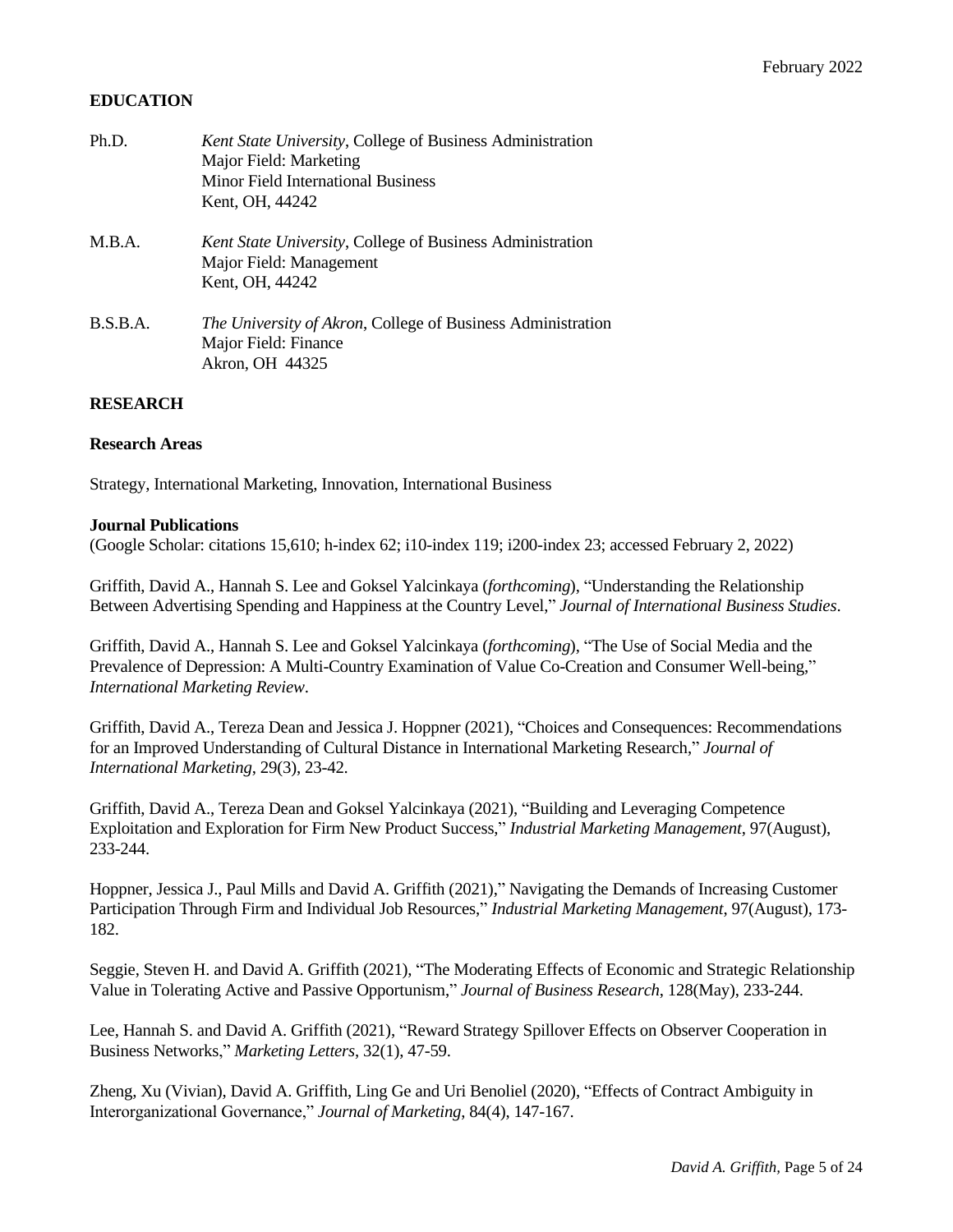February 2022

## EDUCATION

Ph.D. *Kent State University*, College of Business Administration
Major Field: Marketing
Minor Field International Business
Kent, OH, 44242

M.B.A. *Kent State University*, College of Business Administration
Major Field: Management
Kent, OH, 44242

B.S.B.A. *The University of Akron*, College of Business Administration
Major Field: Finance
Akron, OH 44325

## RESEARCH

### Research Areas

Strategy, International Marketing, Innovation, International Business

### Journal Publications

(Google Scholar: citations 15,610; h-index 62; i10-index 119; i200-index 23; accessed February 2, 2022)

Griffith, David A., Hannah S. Lee and Goksel Yalcinkaya (*forthcoming*), "Understanding the Relationship Between Advertising Spending and Happiness at the Country Level," *Journal of International Business Studies*.

Griffith, David A., Hannah S. Lee and Goksel Yalcinkaya (*forthcoming*), "The Use of Social Media and the Prevalence of Depression: A Multi-Country Examination of Value Co-Creation and Consumer Well-being," *International Marketing Review*.

Griffith, David A., Tereza Dean and Jessica J. Hoppner (2021), "Choices and Consequences: Recommendations for an Improved Understanding of Cultural Distance in International Marketing Research," *Journal of International Marketing*, 29(3), 23-42.

Griffith, David A., Tereza Dean and Goksel Yalcinkaya (2021), "Building and Leveraging Competence Exploitation and Exploration for Firm New Product Success," *Industrial Marketing Management*, 97(August), 233-244.

Hoppner, Jessica J., Paul Mills and David A. Griffith (2021)," Navigating the Demands of Increasing Customer Participation Through Firm and Individual Job Resources," *Industrial Marketing Management*, 97(August), 173-182.

Seggie, Steven H. and David A. Griffith (2021), "The Moderating Effects of Economic and Strategic Relationship Value in Tolerating Active and Passive Opportunism," *Journal of Business Research*, 128(May), 233-244.

Lee, Hannah S. and David A. Griffith (2021), "Reward Strategy Spillover Effects on Observer Cooperation in Business Networks," *Marketing Letters*, 32(1), 47-59.

Zheng, Xu (Vivian), David A. Griffith, Ling Ge and Uri Benoliel (2020), "Effects of Contract Ambiguity in Interorganizational Governance," *Journal of Marketing*, 84(4), 147-167.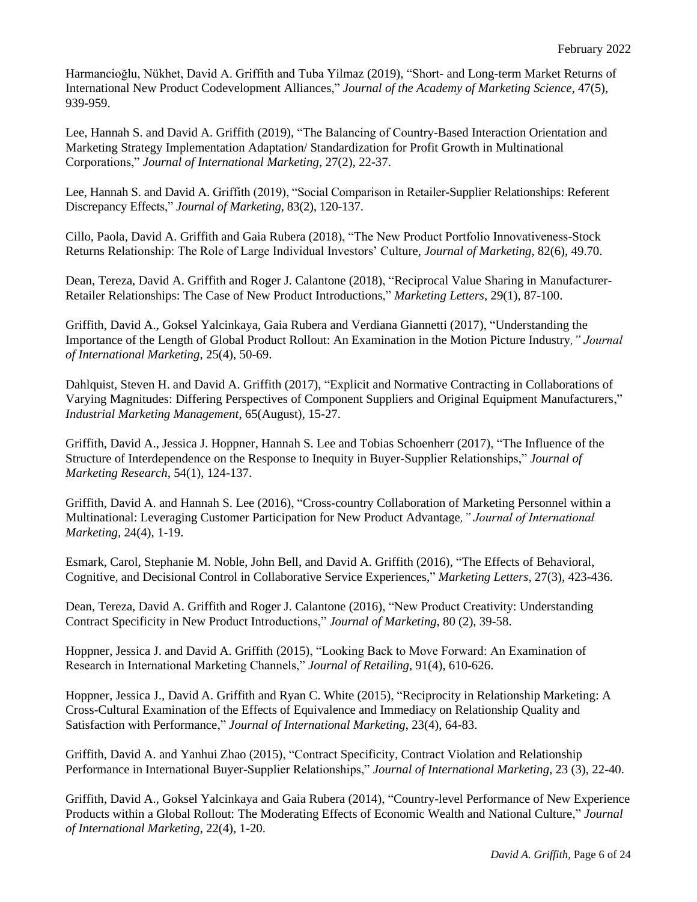Harmancioğlu, Nükhet, David A. Griffith and Tuba Yilmaz (2019), "Short- and Long-term Market Returns of International New Product Codevelopment Alliances," *Journal of the Academy of Marketing Science*, 47(5), 939-959.

Lee, Hannah S. and David A. Griffith (2019), "The Balancing of Country-Based Interaction Orientation and Marketing Strategy Implementation Adaptation/ Standardization for Profit Growth in Multinational Corporations," *Journal of International Marketing*, 27(2), 22-37.

Lee, Hannah S. and David A. Griffith (2019), "Social Comparison in Retailer-Supplier Relationships: Referent Discrepancy Effects," *Journal of Marketing*, 83(2), 120-137.

Cillo, Paola, David A. Griffith and Gaia Rubera (2018), "The New Product Portfolio Innovativeness-Stock Returns Relationship: The Role of Large Individual Investors' Culture, *Journal of Marketing*, 82(6), 49.70.

Dean, Tereza, David A. Griffith and Roger J. Calantone (2018), "Reciprocal Value Sharing in Manufacturer-Retailer Relationships: The Case of New Product Introductions," *Marketing Letters*, 29(1), 87-100.

Griffith, David A., Goksel Yalcinkaya, Gaia Rubera and Verdiana Giannetti (2017), "Understanding the Importance of the Length of Global Product Rollout: An Examination in the Motion Picture Industry," *Journal of International Marketing*, 25(4), 50-69.

Dahlquist, Steven H. and David A. Griffith (2017), "Explicit and Normative Contracting in Collaborations of Varying Magnitudes: Differing Perspectives of Component Suppliers and Original Equipment Manufacturers," *Industrial Marketing Management*, 65(August), 15-27.

Griffith, David A., Jessica J. Hoppner, Hannah S. Lee and Tobias Schoenherr (2017), "The Influence of the Structure of Interdependence on the Response to Inequity in Buyer-Supplier Relationships," *Journal of Marketing Research*, 54(1), 124-137.

Griffith, David A. and Hannah S. Lee (2016), "Cross-country Collaboration of Marketing Personnel within a Multinational: Leveraging Customer Participation for New Product Advantage," *Journal of International Marketing*, 24(4), 1-19.

Esmark, Carol, Stephanie M. Noble, John Bell, and David A. Griffith (2016), "The Effects of Behavioral, Cognitive, and Decisional Control in Collaborative Service Experiences," *Marketing Letters*, 27(3), 423-436.

Dean, Tereza, David A. Griffith and Roger J. Calantone (2016), "New Product Creativity: Understanding Contract Specificity in New Product Introductions," *Journal of Marketing*, 80 (2), 39-58.

Hoppner, Jessica J. and David A. Griffith (2015), "Looking Back to Move Forward: An Examination of Research in International Marketing Channels," *Journal of Retailing*, 91(4), 610-626.

Hoppner, Jessica J., David A. Griffith and Ryan C. White (2015), "Reciprocity in Relationship Marketing: A Cross-Cultural Examination of the Effects of Equivalence and Immediacy on Relationship Quality and Satisfaction with Performance," *Journal of International Marketing*, 23(4), 64-83.

Griffith, David A. and Yanhui Zhao (2015), "Contract Specificity, Contract Violation and Relationship Performance in International Buyer-Supplier Relationships," *Journal of International Marketing*, 23 (3), 22-40.

Griffith, David A., Goksel Yalcinkaya and Gaia Rubera (2014), "Country-level Performance of New Experience Products within a Global Rollout: The Moderating Effects of Economic Wealth and National Culture," *Journal of International Marketing*, 22(4), 1-20.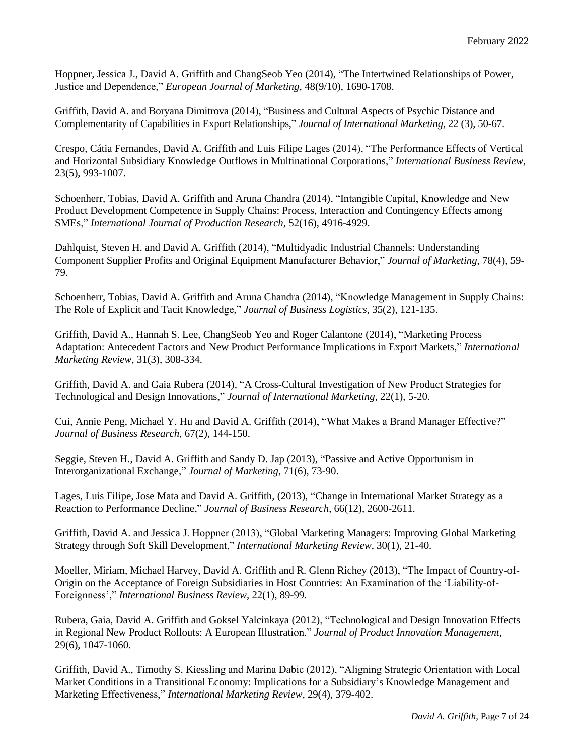Hoppner, Jessica J., David A. Griffith and ChangSeob Yeo (2014), "The Intertwined Relationships of Power, Justice and Dependence," *European Journal of Marketing*, 48(9/10), 1690-1708.

Griffith, David A. and Boryana Dimitrova (2014), "Business and Cultural Aspects of Psychic Distance and Complementarity of Capabilities in Export Relationships," *Journal of International Marketing*, 22 (3), 50-67.

Crespo, Cátia Fernandes, David A. Griffith and Luis Filipe Lages (2014), "The Performance Effects of Vertical and Horizontal Subsidiary Knowledge Outflows in Multinational Corporations," *International Business Review*, 23(5), 993-1007.

Schoenherr, Tobias, David A. Griffith and Aruna Chandra (2014), "Intangible Capital, Knowledge and New Product Development Competence in Supply Chains: Process, Interaction and Contingency Effects among SMEs," *International Journal of Production Research*, 52(16), 4916-4929.

Dahlquist, Steven H. and David A. Griffith (2014), "Multidyadic Industrial Channels: Understanding Component Supplier Profits and Original Equipment Manufacturer Behavior," *Journal of Marketing*, 78(4), 59-79.

Schoenherr, Tobias, David A. Griffith and Aruna Chandra (2014), "Knowledge Management in Supply Chains: The Role of Explicit and Tacit Knowledge," *Journal of Business Logistics*, 35(2), 121-135.

Griffith, David A., Hannah S. Lee, ChangSeob Yeo and Roger Calantone (2014), "Marketing Process Adaptation: Antecedent Factors and New Product Performance Implications in Export Markets," *International Marketing Review*, 31(3), 308-334.

Griffith, David A. and Gaia Rubera (2014), "A Cross-Cultural Investigation of New Product Strategies for Technological and Design Innovations," *Journal of International Marketing*, 22(1), 5-20.

Cui, Annie Peng, Michael Y. Hu and David A. Griffith (2014), "What Makes a Brand Manager Effective?" *Journal of Business Research*, 67(2), 144-150.

Seggie, Steven H., David A. Griffith and Sandy D. Jap (2013), "Passive and Active Opportunism in Interorganizational Exchange," *Journal of Marketing*, 71(6), 73-90.

Lages, Luis Filipe, Jose Mata and David A. Griffith, (2013), "Change in International Market Strategy as a Reaction to Performance Decline," *Journal of Business Research*, 66(12), 2600-2611.

Griffith, David A. and Jessica J. Hoppner (2013), "Global Marketing Managers: Improving Global Marketing Strategy through Soft Skill Development," *International Marketing Review*, 30(1), 21-40.

Moeller, Miriam, Michael Harvey, David A. Griffith and R. Glenn Richey (2013), "The Impact of Country-of-Origin on the Acceptance of Foreign Subsidiaries in Host Countries: An Examination of the 'Liability-of-Foreignness'," *International Business Review*, 22(1), 89-99.

Rubera, Gaia, David A. Griffith and Goksel Yalcinkaya (2012), "Technological and Design Innovation Effects in Regional New Product Rollouts: A European Illustration," *Journal of Product Innovation Management*, 29(6), 1047-1060.

Griffith, David A., Timothy S. Kiessling and Marina Dabic (2012), "Aligning Strategic Orientation with Local Market Conditions in a Transitional Economy: Implications for a Subsidiary's Knowledge Management and Marketing Effectiveness," *International Marketing Review*, 29(4), 379-402.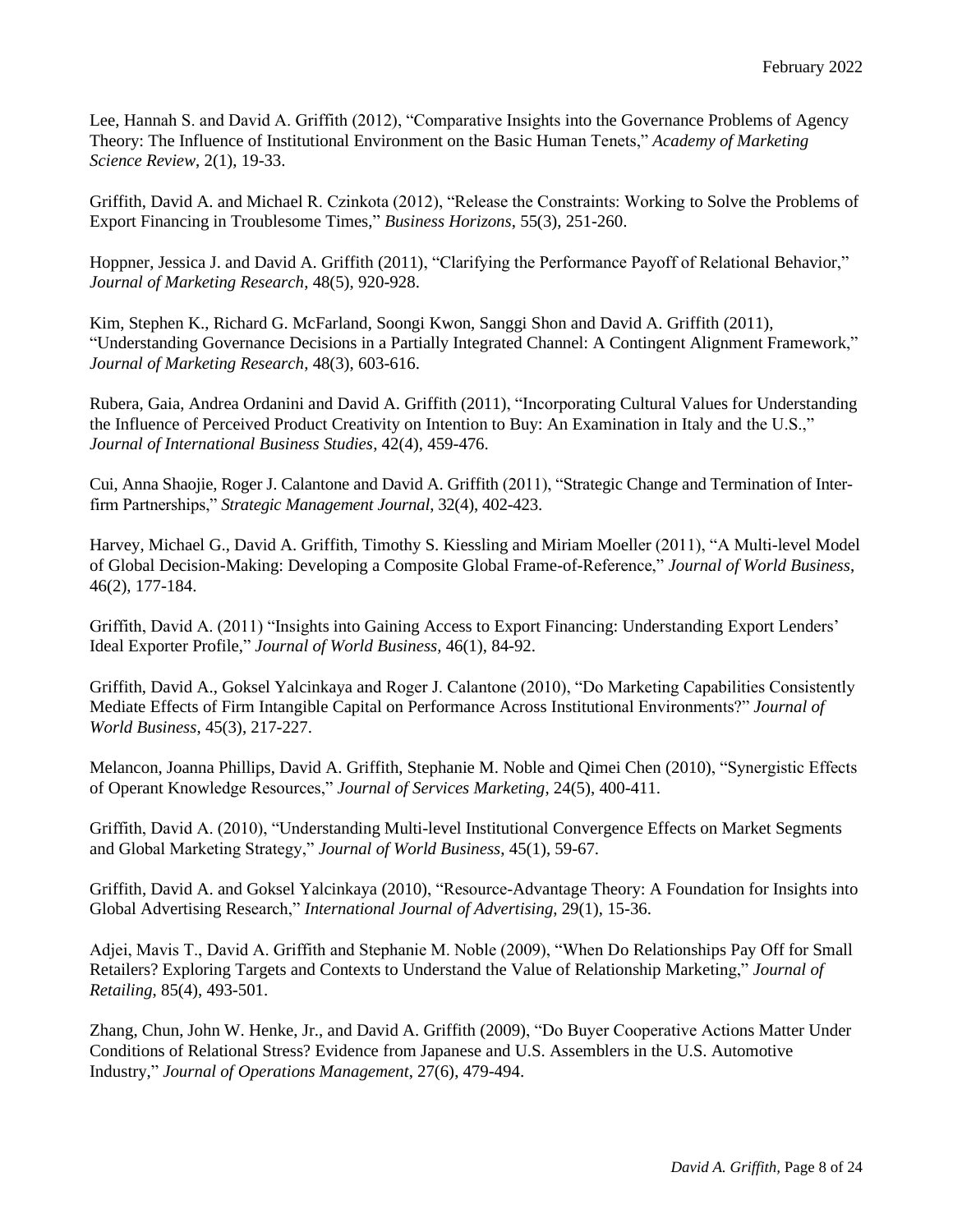Lee, Hannah S. and David A. Griffith (2012), "Comparative Insights into the Governance Problems of Agency Theory: The Influence of Institutional Environment on the Basic Human Tenets," *Academy of Marketing Science Review*, 2(1), 19-33.

Griffith, David A. and Michael R. Czinkota (2012), "Release the Constraints: Working to Solve the Problems of Export Financing in Troublesome Times," *Business Horizons*, 55(3), 251-260.

Hoppner, Jessica J. and David A. Griffith (2011), "Clarifying the Performance Payoff of Relational Behavior," *Journal of Marketing Research*, 48(5), 920-928.

Kim, Stephen K., Richard G. McFarland, Soongi Kwon, Sanggi Shon and David A. Griffith (2011), "Understanding Governance Decisions in a Partially Integrated Channel: A Contingent Alignment Framework," *Journal of Marketing Research*, 48(3), 603-616.

Rubera, Gaia, Andrea Ordanini and David A. Griffith (2011), "Incorporating Cultural Values for Understanding the Influence of Perceived Product Creativity on Intention to Buy: An Examination in Italy and the U.S.," *Journal of International Business Studies*, 42(4), 459-476.

Cui, Anna Shaojie, Roger J. Calantone and David A. Griffith (2011), "Strategic Change and Termination of Inter-firm Partnerships," *Strategic Management Journal*, 32(4), 402-423.

Harvey, Michael G., David A. Griffith, Timothy S. Kiessling and Miriam Moeller (2011), "A Multi-level Model of Global Decision-Making: Developing a Composite Global Frame-of-Reference," *Journal of World Business*, 46(2), 177-184.

Griffith, David A. (2011) "Insights into Gaining Access to Export Financing: Understanding Export Lenders' Ideal Exporter Profile," *Journal of World Business*, 46(1), 84-92.

Griffith, David A., Goksel Yalcinkaya and Roger J. Calantone (2010), "Do Marketing Capabilities Consistently Mediate Effects of Firm Intangible Capital on Performance Across Institutional Environments?" *Journal of World Business*, 45(3), 217-227.

Melancon, Joanna Phillips, David A. Griffith, Stephanie M. Noble and Qimei Chen (2010), "Synergistic Effects of Operant Knowledge Resources," *Journal of Services Marketing*, 24(5), 400-411.

Griffith, David A. (2010), "Understanding Multi-level Institutional Convergence Effects on Market Segments and Global Marketing Strategy," *Journal of World Business*, 45(1), 59-67.

Griffith, David A. and Goksel Yalcinkaya (2010), "Resource-Advantage Theory: A Foundation for Insights into Global Advertising Research," *International Journal of Advertising*, 29(1), 15-36.

Adjei, Mavis T., David A. Griffith and Stephanie M. Noble (2009), "When Do Relationships Pay Off for Small Retailers? Exploring Targets and Contexts to Understand the Value of Relationship Marketing," *Journal of Retailing*, 85(4), 493-501.

Zhang, Chun, John W. Henke, Jr., and David A. Griffith (2009), "Do Buyer Cooperative Actions Matter Under Conditions of Relational Stress? Evidence from Japanese and U.S. Assemblers in the U.S. Automotive Industry," *Journal of Operations Management*, 27(6), 479-494.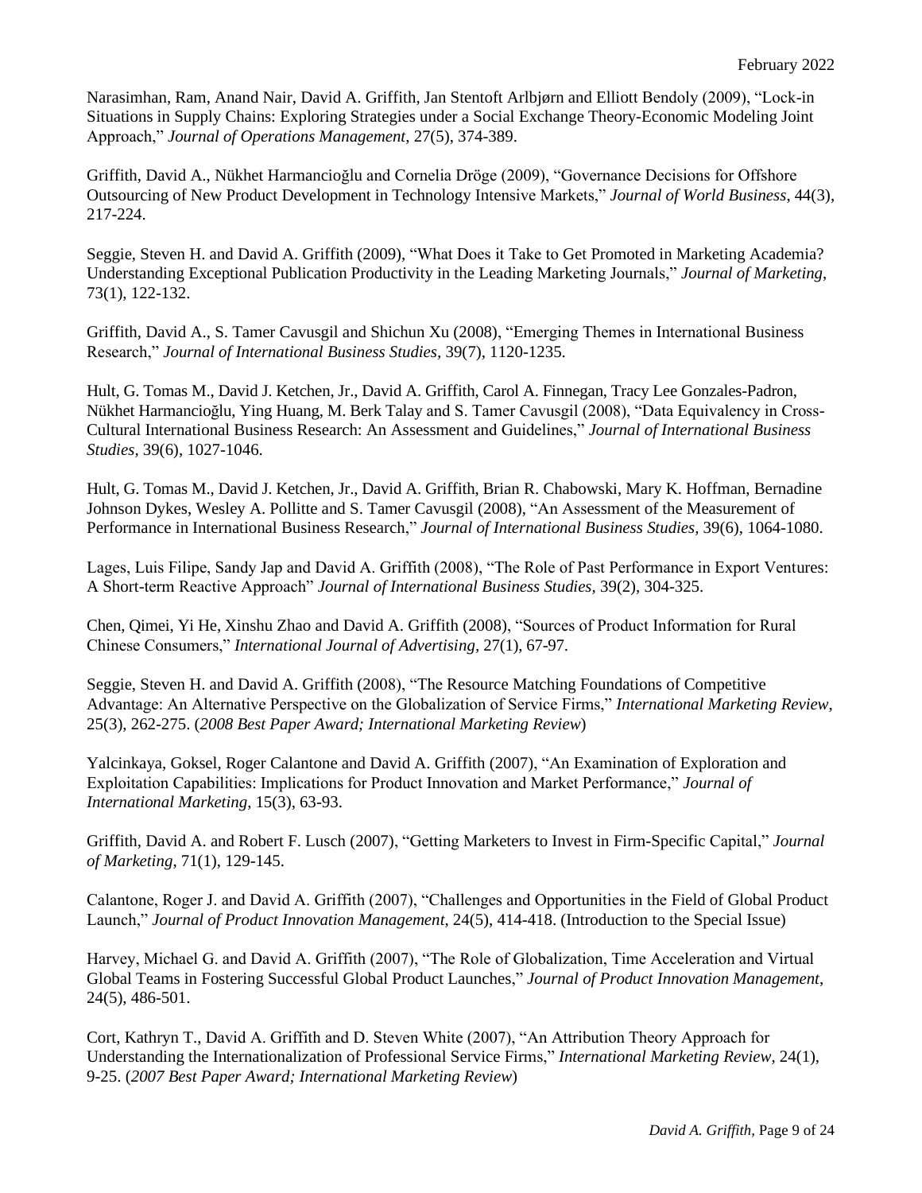Narasimhan, Ram, Anand Nair, David A. Griffith, Jan Stentoft Arlbjørn and Elliott Bendoly (2009), "Lock-in Situations in Supply Chains: Exploring Strategies under a Social Exchange Theory-Economic Modeling Joint Approach," *Journal of Operations Management*, 27(5), 374-389.

Griffith, David A., Nükhet Harmancioğlu and Cornelia Dröge (2009), "Governance Decisions for Offshore Outsourcing of New Product Development in Technology Intensive Markets," *Journal of World Business*, 44(3), 217-224.

Seggie, Steven H. and David A. Griffith (2009), "What Does it Take to Get Promoted in Marketing Academia? Understanding Exceptional Publication Productivity in the Leading Marketing Journals," *Journal of Marketing*, 73(1), 122-132.

Griffith, David A., S. Tamer Cavusgil and Shichun Xu (2008), "Emerging Themes in International Business Research," *Journal of International Business Studies*, 39(7), 1120-1235.

Hult, G. Tomas M., David J. Ketchen, Jr., David A. Griffith, Carol A. Finnegan, Tracy Lee Gonzales-Padron, Nükhet Harmancioğlu, Ying Huang, M. Berk Talay and S. Tamer Cavusgil (2008), "Data Equivalency in Cross-Cultural International Business Research: An Assessment and Guidelines," *Journal of International Business Studies*, 39(6), 1027-1046.

Hult, G. Tomas M., David J. Ketchen, Jr., David A. Griffith, Brian R. Chabowski, Mary K. Hoffman, Bernadine Johnson Dykes, Wesley A. Pollitte and S. Tamer Cavusgil (2008), "An Assessment of the Measurement of Performance in International Business Research," *Journal of International Business Studies*, 39(6), 1064-1080.

Lages, Luis Filipe, Sandy Jap and David A. Griffith (2008), "The Role of Past Performance in Export Ventures: A Short-term Reactive Approach" *Journal of International Business Studies*, 39(2), 304-325.

Chen, Qimei, Yi He, Xinshu Zhao and David A. Griffith (2008), "Sources of Product Information for Rural Chinese Consumers," *International Journal of Advertising*, 27(1), 67-97.

Seggie, Steven H. and David A. Griffith (2008), "The Resource Matching Foundations of Competitive Advantage: An Alternative Perspective on the Globalization of Service Firms," *International Marketing Review*, 25(3), 262-275. (*2008 Best Paper Award; International Marketing Review*)

Yalcinkaya, Goksel, Roger Calantone and David A. Griffith (2007), "An Examination of Exploration and Exploitation Capabilities: Implications for Product Innovation and Market Performance," *Journal of International Marketing*, 15(3), 63-93.

Griffith, David A. and Robert F. Lusch (2007), "Getting Marketers to Invest in Firm-Specific Capital," *Journal of Marketing*, 71(1), 129-145.

Calantone, Roger J. and David A. Griffith (2007), "Challenges and Opportunities in the Field of Global Product Launch," *Journal of Product Innovation Management*, 24(5), 414-418. (Introduction to the Special Issue)

Harvey, Michael G. and David A. Griffith (2007), "The Role of Globalization, Time Acceleration and Virtual Global Teams in Fostering Successful Global Product Launches," *Journal of Product Innovation Management*, 24(5), 486-501.

Cort, Kathryn T., David A. Griffith and D. Steven White (2007), "An Attribution Theory Approach for Understanding the Internationalization of Professional Service Firms," *International Marketing Review*, 24(1), 9-25. (*2007 Best Paper Award; International Marketing Review*)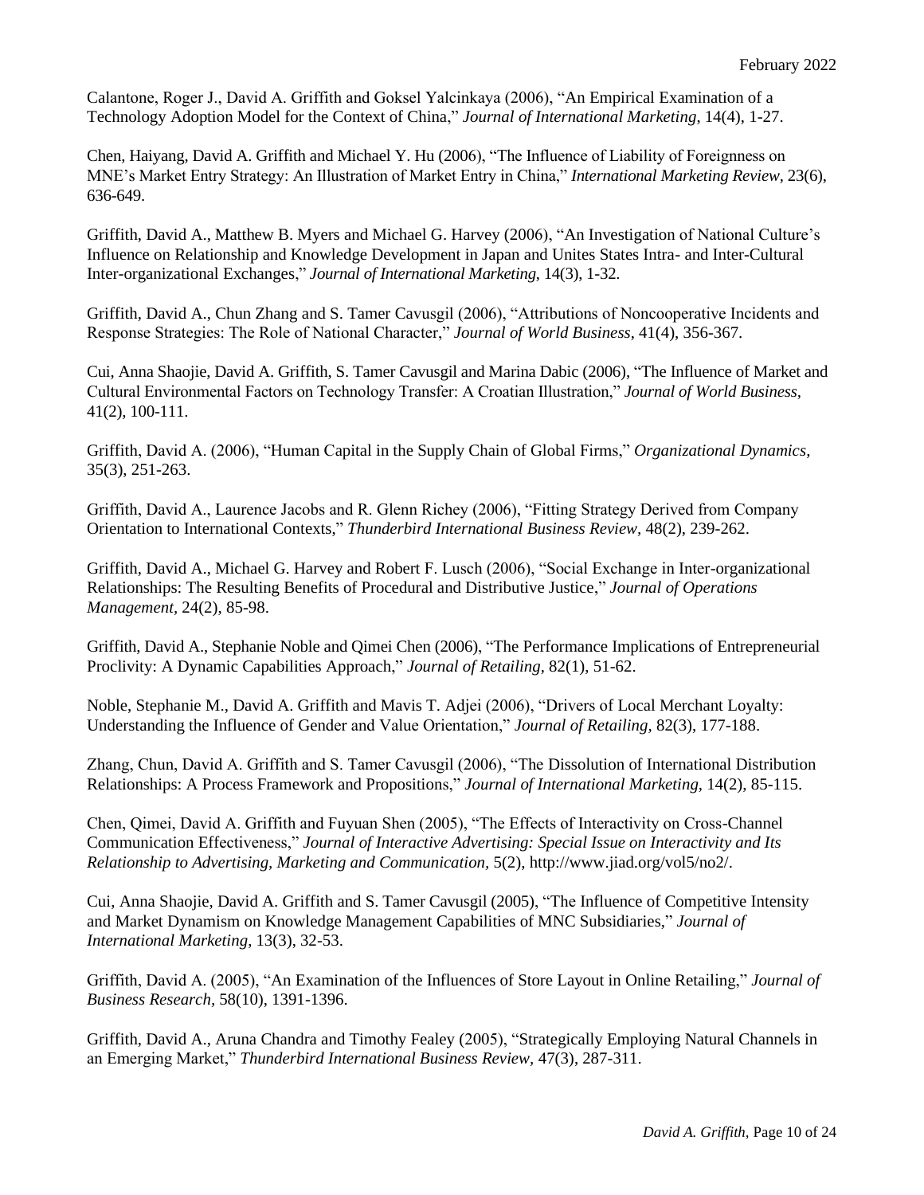Calantone, Roger J., David A. Griffith and Goksel Yalcinkaya (2006), "An Empirical Examination of a Technology Adoption Model for the Context of China," *Journal of International Marketing*, 14(4), 1-27.

Chen, Haiyang, David A. Griffith and Michael Y. Hu (2006), "The Influence of Liability of Foreignness on MNE's Market Entry Strategy: An Illustration of Market Entry in China," *International Marketing Review*, 23(6), 636-649.

Griffith, David A., Matthew B. Myers and Michael G. Harvey (2006), "An Investigation of National Culture's Influence on Relationship and Knowledge Development in Japan and Unites States Intra- and Inter-Cultural Inter-organizational Exchanges," *Journal of International Marketing*, 14(3), 1-32.

Griffith, David A., Chun Zhang and S. Tamer Cavusgil (2006), "Attributions of Noncooperative Incidents and Response Strategies: The Role of National Character," *Journal of World Business*, 41(4), 356-367.

Cui, Anna Shaojie, David A. Griffith, S. Tamer Cavusgil and Marina Dabic (2006), "The Influence of Market and Cultural Environmental Factors on Technology Transfer: A Croatian Illustration," *Journal of World Business*, 41(2), 100-111.

Griffith, David A. (2006), "Human Capital in the Supply Chain of Global Firms," *Organizational Dynamics*, 35(3), 251-263.

Griffith, David A., Laurence Jacobs and R. Glenn Richey (2006), "Fitting Strategy Derived from Company Orientation to International Contexts," *Thunderbird International Business Review*, 48(2), 239-262.

Griffith, David A., Michael G. Harvey and Robert F. Lusch (2006), "Social Exchange in Inter-organizational Relationships: The Resulting Benefits of Procedural and Distributive Justice," *Journal of Operations Management*, 24(2), 85-98.

Griffith, David A., Stephanie Noble and Qimei Chen (2006), "The Performance Implications of Entrepreneurial Proclivity: A Dynamic Capabilities Approach," *Journal of Retailing*, 82(1), 51-62.

Noble, Stephanie M., David A. Griffith and Mavis T. Adjei (2006), "Drivers of Local Merchant Loyalty: Understanding the Influence of Gender and Value Orientation," *Journal of Retailing*, 82(3), 177-188.

Zhang, Chun, David A. Griffith and S. Tamer Cavusgil (2006), "The Dissolution of International Distribution Relationships: A Process Framework and Propositions," *Journal of International Marketing*, 14(2), 85-115.

Chen, Qimei, David A. Griffith and Fuyuan Shen (2005), "The Effects of Interactivity on Cross-Channel Communication Effectiveness," *Journal of Interactive Advertising: Special Issue on Interactivity and Its Relationship to Advertising, Marketing and Communication*, 5(2), http://www.jiad.org/vol5/no2/.

Cui, Anna Shaojie, David A. Griffith and S. Tamer Cavusgil (2005), "The Influence of Competitive Intensity and Market Dynamism on Knowledge Management Capabilities of MNC Subsidiaries," *Journal of International Marketing*, 13(3), 32-53.

Griffith, David A. (2005), "An Examination of the Influences of Store Layout in Online Retailing," *Journal of Business Research*, 58(10), 1391-1396.

Griffith, David A., Aruna Chandra and Timothy Fealey (2005), "Strategically Employing Natural Channels in an Emerging Market," *Thunderbird International Business Review*, 47(3), 287-311.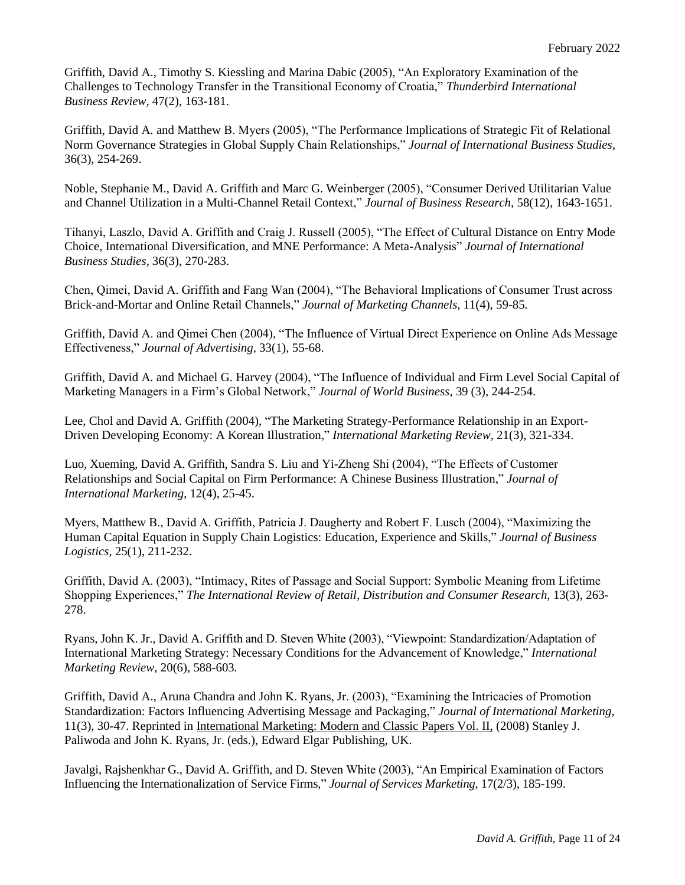Griffith, David A., Timothy S. Kiessling and Marina Dabic (2005), "An Exploratory Examination of the Challenges to Technology Transfer in the Transitional Economy of Croatia," *Thunderbird International Business Review*, 47(2), 163-181.

Griffith, David A. and Matthew B. Myers (2005), "The Performance Implications of Strategic Fit of Relational Norm Governance Strategies in Global Supply Chain Relationships," *Journal of International Business Studies*, 36(3), 254-269.

Noble, Stephanie M., David A. Griffith and Marc G. Weinberger (2005), "Consumer Derived Utilitarian Value and Channel Utilization in a Multi-Channel Retail Context," *Journal of Business Research*, 58(12), 1643-1651.

Tihanyi, Laszlo, David A. Griffith and Craig J. Russell (2005), "The Effect of Cultural Distance on Entry Mode Choice, International Diversification, and MNE Performance: A Meta-Analysis" *Journal of International Business Studies*, 36(3), 270-283.

Chen, Qimei, David A. Griffith and Fang Wan (2004), "The Behavioral Implications of Consumer Trust across Brick-and-Mortar and Online Retail Channels," *Journal of Marketing Channels,* 11(4), 59-85.

Griffith, David A. and Qimei Chen (2004), "The Influence of Virtual Direct Experience on Online Ads Message Effectiveness," *Journal of Advertising*, 33(1), 55-68.

Griffith, David A. and Michael G. Harvey (2004), "The Influence of Individual and Firm Level Social Capital of Marketing Managers in a Firm's Global Network," *Journal of World Business*, 39 (3), 244-254.

Lee, Chol and David A. Griffith (2004), "The Marketing Strategy-Performance Relationship in an Export-Driven Developing Economy: A Korean Illustration," *International Marketing Review,* 21(3), 321-334.

Luo, Xueming, David A. Griffith, Sandra S. Liu and Yi-Zheng Shi (2004), "The Effects of Customer Relationships and Social Capital on Firm Performance: A Chinese Business Illustration," *Journal of International Marketing*, 12(4), 25-45.

Myers, Matthew B., David A. Griffith, Patricia J. Daugherty and Robert F. Lusch (2004), "Maximizing the Human Capital Equation in Supply Chain Logistics: Education, Experience and Skills," *Journal of Business Logistics,* 25(1), 211-232.

Griffith, David A. (2003), "Intimacy, Rites of Passage and Social Support: Symbolic Meaning from Lifetime Shopping Experiences," *The International Review of Retail, Distribution and Consumer Research,* 13(3), 263-278.

Ryans, John K. Jr., David A. Griffith and D. Steven White (2003), "Viewpoint: Standardization/Adaptation of International Marketing Strategy: Necessary Conditions for the Advancement of Knowledge," *International Marketing Review,* 20(6), 588-603.

Griffith, David A., Aruna Chandra and John K. Ryans, Jr. (2003), "Examining the Intricacies of Promotion Standardization: Factors Influencing Advertising Message and Packaging," *Journal of International Marketing*, 11(3), 30-47. Reprinted in International Marketing: Modern and Classic Papers Vol. II, (2008) Stanley J. Paliwoda and John K. Ryans, Jr. (eds.), Edward Elgar Publishing, UK.

Javalgi, Rajshenkhar G., David A. Griffith, and D. Steven White (2003), "An Empirical Examination of Factors Influencing the Internationalization of Service Firms," *Journal of Services Marketing*, 17(2/3), 185-199.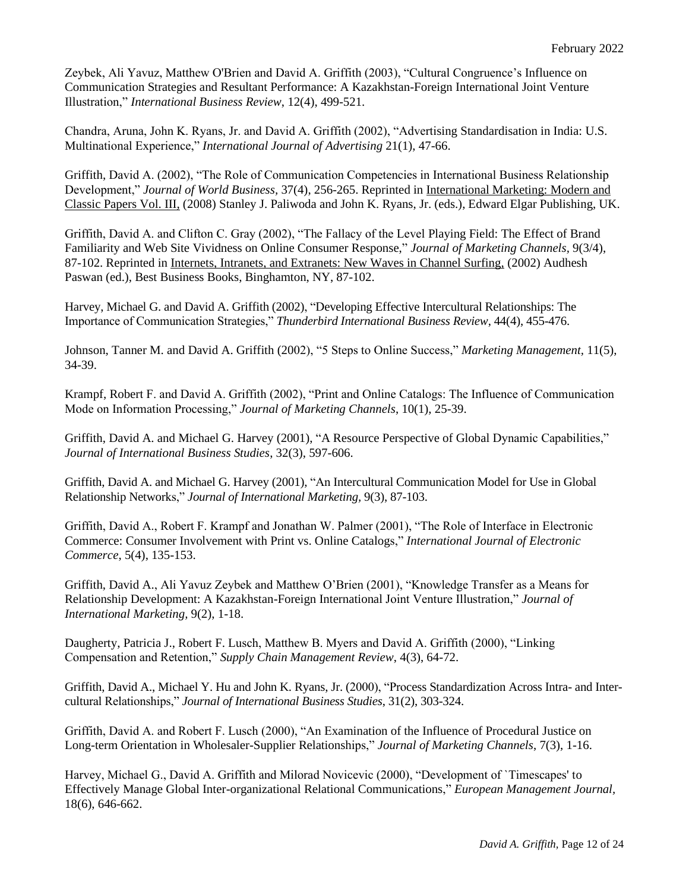Zeybek, Ali Yavuz, Matthew O'Brien and David A. Griffith (2003), "Cultural Congruence's Influence on Communication Strategies and Resultant Performance: A Kazakhstan-Foreign International Joint Venture Illustration," *International Business Review*, 12(4), 499-521.

Chandra, Aruna, John K. Ryans, Jr. and David A. Griffith (2002), "Advertising Standardisation in India: U.S. Multinational Experience," *International Journal of Advertising* 21(1), 47-66.

Griffith, David A. (2002), "The Role of Communication Competencies in International Business Relationship Development," *Journal of World Business*, 37(4), 256-265. Reprinted in International Marketing: Modern and Classic Papers Vol. III, (2008) Stanley J. Paliwoda and John K. Ryans, Jr. (eds.), Edward Elgar Publishing, UK.

Griffith, David A. and Clifton C. Gray (2002), "The Fallacy of the Level Playing Field: The Effect of Brand Familiarity and Web Site Vividness on Online Consumer Response," *Journal of Marketing Channels*, 9(3/4), 87-102. Reprinted in Internets, Intranets, and Extranets: New Waves in Channel Surfing, (2002) Audhesh Paswan (ed.), Best Business Books, Binghamton, NY, 87-102.

Harvey, Michael G. and David A. Griffith (2002), "Developing Effective Intercultural Relationships: The Importance of Communication Strategies," *Thunderbird International Business Review*, 44(4), 455-476.

Johnson, Tanner M. and David A. Griffith (2002), "5 Steps to Online Success," *Marketing Management*, 11(5), 34-39.

Krampf, Robert F. and David A. Griffith (2002), "Print and Online Catalogs: The Influence of Communication Mode on Information Processing," *Journal of Marketing Channels*, 10(1), 25-39.

Griffith, David A. and Michael G. Harvey (2001), "A Resource Perspective of Global Dynamic Capabilities," *Journal of International Business Studies*, 32(3), 597-606.

Griffith, David A. and Michael G. Harvey (2001), "An Intercultural Communication Model for Use in Global Relationship Networks," *Journal of International Marketing*, 9(3), 87-103.

Griffith, David A., Robert F. Krampf and Jonathan W. Palmer (2001), "The Role of Interface in Electronic Commerce: Consumer Involvement with Print vs. Online Catalogs," *International Journal of Electronic Commerce*, 5(4), 135-153.

Griffith, David A., Ali Yavuz Zeybek and Matthew O'Brien (2001), "Knowledge Transfer as a Means for Relationship Development: A Kazakhstan-Foreign International Joint Venture Illustration," *Journal of International Marketing*, 9(2), 1-18.

Daugherty, Patricia J., Robert F. Lusch, Matthew B. Myers and David A. Griffith (2000), "Linking Compensation and Retention," *Supply Chain Management Review*, 4(3), 64-72.

Griffith, David A., Michael Y. Hu and John K. Ryans, Jr. (2000), "Process Standardization Across Intra- and Inter-cultural Relationships," *Journal of International Business Studies*, 31(2), 303-324.

Griffith, David A. and Robert F. Lusch (2000), "An Examination of the Influence of Procedural Justice on Long-term Orientation in Wholesaler-Supplier Relationships," *Journal of Marketing Channels*, 7(3), 1-16.

Harvey, Michael G., David A. Griffith and Milorad Novicevic (2000), "Development of `Timescapes' to Effectively Manage Global Inter-organizational Relational Communications," *European Management Journal*, 18(6), 646-662.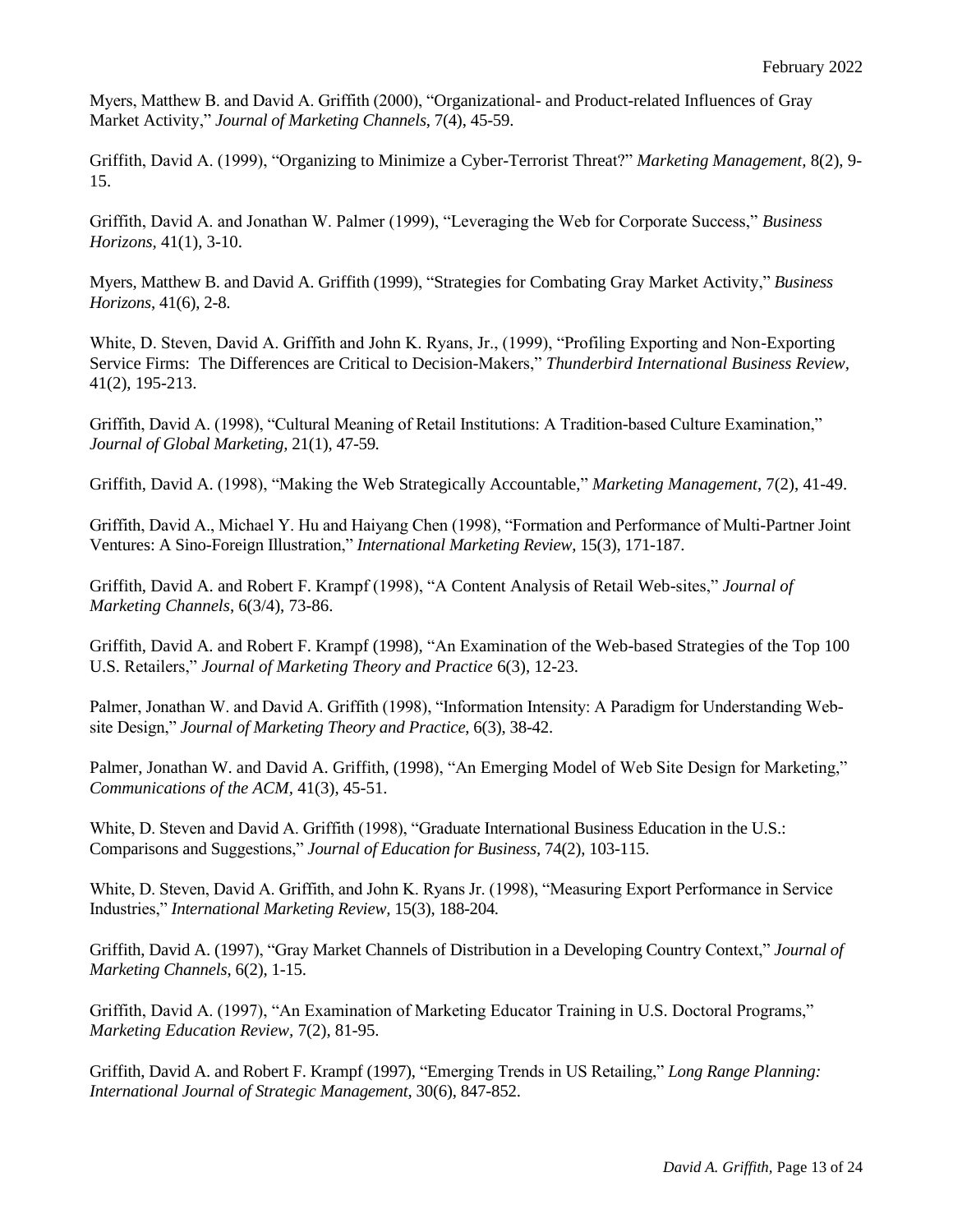Myers, Matthew B. and David A. Griffith (2000), "Organizational- and Product-related Influences of Gray Market Activity," *Journal of Marketing Channels*, 7(4), 45-59.

Griffith, David A. (1999), "Organizing to Minimize a Cyber-Terrorist Threat?" *Marketing Management*, 8(2), 9-15.

Griffith, David A. and Jonathan W. Palmer (1999), "Leveraging the Web for Corporate Success," *Business Horizons*, 41(1), 3-10.

Myers, Matthew B. and David A. Griffith (1999), "Strategies for Combating Gray Market Activity," *Business Horizons*, 41(6), 2-8.

White, D. Steven, David A. Griffith and John K. Ryans, Jr., (1999), "Profiling Exporting and Non-Exporting Service Firms: The Differences are Critical to Decision-Makers," *Thunderbird International Business Review*, 41(2), 195-213.

Griffith, David A. (1998), "Cultural Meaning of Retail Institutions: A Tradition-based Culture Examination," *Journal of Global Marketing*, 21(1), 47-59.

Griffith, David A. (1998), "Making the Web Strategically Accountable," *Marketing Management*, 7(2), 41-49.

Griffith, David A., Michael Y. Hu and Haiyang Chen (1998), "Formation and Performance of Multi-Partner Joint Ventures: A Sino-Foreign Illustration," *International Marketing Review*, 15(3), 171-187.

Griffith, David A. and Robert F. Krampf (1998), "A Content Analysis of Retail Web-sites," *Journal of Marketing Channels*, 6(3/4), 73-86.

Griffith, David A. and Robert F. Krampf (1998), "An Examination of the Web-based Strategies of the Top 100 U.S. Retailers," *Journal of Marketing Theory and Practice* 6(3), 12-23.

Palmer, Jonathan W. and David A. Griffith (1998), "Information Intensity: A Paradigm for Understanding Web-site Design," *Journal of Marketing Theory and Practice*, 6(3), 38-42.

Palmer, Jonathan W. and David A. Griffith, (1998), "An Emerging Model of Web Site Design for Marketing," *Communications of the ACM*, 41(3), 45-51.

White, D. Steven and David A. Griffith (1998), "Graduate International Business Education in the U.S.: Comparisons and Suggestions," *Journal of Education for Business*, 74(2), 103-115.

White, D. Steven, David A. Griffith, and John K. Ryans Jr. (1998), "Measuring Export Performance in Service Industries," *International Marketing Review*, 15(3), 188-204.

Griffith, David A. (1997), "Gray Market Channels of Distribution in a Developing Country Context," *Journal of Marketing Channels*, 6(2), 1-15.

Griffith, David A. (1997), "An Examination of Marketing Educator Training in U.S. Doctoral Programs," *Marketing Education Review*, 7(2), 81-95.

Griffith, David A. and Robert F. Krampf (1997), "Emerging Trends in US Retailing," *Long Range Planning: International Journal of Strategic Management*, 30(6), 847-852.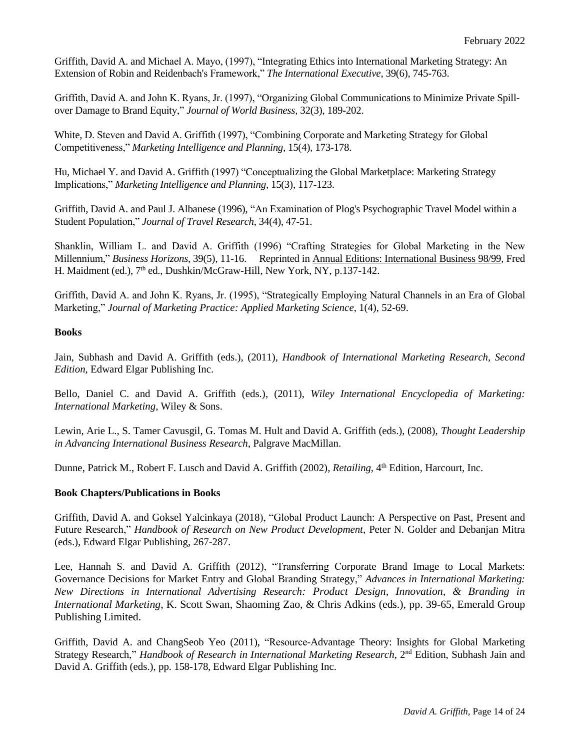Griffith, David A. and Michael A. Mayo, (1997), "Integrating Ethics into International Marketing Strategy: An Extension of Robin and Reidenbach's Framework," *The International Executive*, 39(6), 745-763.

Griffith, David A. and John K. Ryans, Jr. (1997), "Organizing Global Communications to Minimize Private Spill-over Damage to Brand Equity," *Journal of World Business*, 32(3), 189-202.

White, D. Steven and David A. Griffith (1997), "Combining Corporate and Marketing Strategy for Global Competitiveness," *Marketing Intelligence and Planning*, 15(4), 173-178.

Hu, Michael Y. and David A. Griffith (1997) "Conceptualizing the Global Marketplace: Marketing Strategy Implications," *Marketing Intelligence and Planning*, 15(3), 117-123.

Griffith, David A. and Paul J. Albanese (1996), "An Examination of Plog's Psychographic Travel Model within a Student Population," *Journal of Travel Research*, 34(4), 47-51.

Shanklin, William L. and David A. Griffith (1996) "Crafting Strategies for Global Marketing in the New Millennium," *Business Horizons*, 39(5), 11-16. Reprinted in Annual Editions: International Business 98/99, Fred H. Maidment (ed.), 7th ed., Dushkin/McGraw-Hill, New York, NY, p.137-142.

Griffith, David A. and John K. Ryans, Jr. (1995), "Strategically Employing Natural Channels in an Era of Global Marketing," *Journal of Marketing Practice: Applied Marketing Science*, 1(4), 52-69.

**Books**

Jain, Subhash and David A. Griffith (eds.), (2011), *Handbook of International Marketing Research, Second Edition*, Edward Elgar Publishing Inc.

Bello, Daniel C. and David A. Griffith (eds.), (2011), *Wiley International Encyclopedia of Marketing: International Marketing*, Wiley & Sons.

Lewin, Arie L., S. Tamer Cavusgil, G. Tomas M. Hult and David A. Griffith (eds.), (2008), *Thought Leadership in Advancing International Business Research*, Palgrave MacMillan.

Dunne, Patrick M., Robert F. Lusch and David A. Griffith (2002), *Retailing*, 4th Edition, Harcourt, Inc.

**Book Chapters/Publications in Books**

Griffith, David A. and Goksel Yalcinkaya (2018), "Global Product Launch: A Perspective on Past, Present and Future Research," *Handbook of Research on New Product Development*, Peter N. Golder and Debanjan Mitra (eds.), Edward Elgar Publishing, 267-287.

Lee, Hannah S. and David A. Griffith (2012), "Transferring Corporate Brand Image to Local Markets: Governance Decisions for Market Entry and Global Branding Strategy," *Advances in International Marketing: New Directions in International Advertising Research: Product Design, Innovation, & Branding in International Marketing*, K. Scott Swan, Shaoming Zao, & Chris Adkins (eds.), pp. 39-65, Emerald Group Publishing Limited.

Griffith, David A. and ChangSeob Yeo (2011), "Resource-Advantage Theory: Insights for Global Marketing Strategy Research," *Handbook of Research in International Marketing Research*, 2nd Edition, Subhash Jain and David A. Griffith (eds.), pp. 158-178, Edward Elgar Publishing Inc.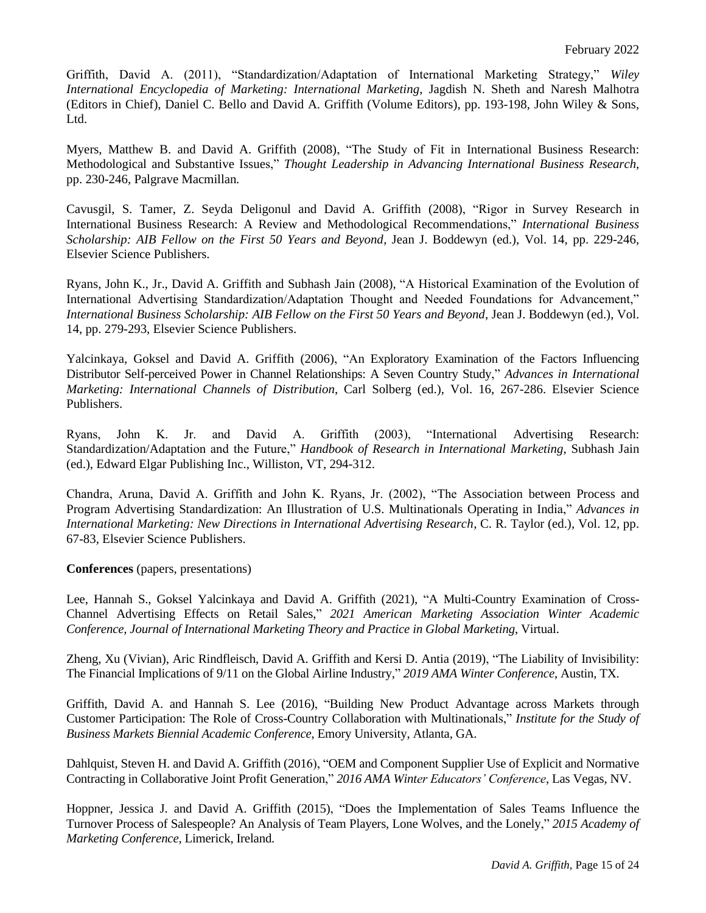Griffith, David A. (2011), "Standardization/Adaptation of International Marketing Strategy," *Wiley International Encyclopedia of Marketing: International Marketing*, Jagdish N. Sheth and Naresh Malhotra (Editors in Chief), Daniel C. Bello and David A. Griffith (Volume Editors), pp. 193-198, John Wiley & Sons, Ltd.

Myers, Matthew B. and David A. Griffith (2008), "The Study of Fit in International Business Research: Methodological and Substantive Issues," *Thought Leadership in Advancing International Business Research*, pp. 230-246, Palgrave Macmillan.

Cavusgil, S. Tamer, Z. Seyda Deligonul and David A. Griffith (2008), "Rigor in Survey Research in International Business Research: A Review and Methodological Recommendations," *International Business Scholarship: AIB Fellow on the First 50 Years and Beyond*, Jean J. Boddewyn (ed.), Vol. 14, pp. 229-246, Elsevier Science Publishers.

Ryans, John K., Jr., David A. Griffith and Subhash Jain (2008), "A Historical Examination of the Evolution of International Advertising Standardization/Adaptation Thought and Needed Foundations for Advancement," *International Business Scholarship: AIB Fellow on the First 50 Years and Beyond*, Jean J. Boddewyn (ed.), Vol. 14, pp. 279-293, Elsevier Science Publishers.

Yalcinkaya, Goksel and David A. Griffith (2006), "An Exploratory Examination of the Factors Influencing Distributor Self-perceived Power in Channel Relationships: A Seven Country Study," *Advances in International Marketing: International Channels of Distribution*, Carl Solberg (ed.), Vol. 16, 267-286. Elsevier Science Publishers.

Ryans, John K. Jr. and David A. Griffith (2003), "International Advertising Research: Standardization/Adaptation and the Future," *Handbook of Research in International Marketing*, Subhash Jain (ed.), Edward Elgar Publishing Inc., Williston, VT, 294-312.

Chandra, Aruna, David A. Griffith and John K. Ryans, Jr. (2002), "The Association between Process and Program Advertising Standardization: An Illustration of U.S. Multinationals Operating in India," *Advances in International Marketing: New Directions in International Advertising Research*, C. R. Taylor (ed.), Vol. 12, pp. 67-83, Elsevier Science Publishers.

**Conferences** (papers, presentations)

Lee, Hannah S., Goksel Yalcinkaya and David A. Griffith (2021), "A Multi-Country Examination of Cross-Channel Advertising Effects on Retail Sales," *2021 American Marketing Association Winter Academic Conference, Journal of International Marketing Theory and Practice in Global Marketing*, Virtual.

Zheng, Xu (Vivian), Aric Rindfleisch, David A. Griffith and Kersi D. Antia (2019), "The Liability of Invisibility: The Financial Implications of 9/11 on the Global Airline Industry," *2019 AMA Winter Conference*, Austin, TX.

Griffith, David A. and Hannah S. Lee (2016), "Building New Product Advantage across Markets through Customer Participation: The Role of Cross-Country Collaboration with Multinationals," *Institute for the Study of Business Markets Biennial Academic Conference*, Emory University, Atlanta, GA.

Dahlquist, Steven H. and David A. Griffith (2016), "OEM and Component Supplier Use of Explicit and Normative Contracting in Collaborative Joint Profit Generation," *2016 AMA Winter Educators' Conference*, Las Vegas, NV.

Hoppner, Jessica J. and David A. Griffith (2015), "Does the Implementation of Sales Teams Influence the Turnover Process of Salespeople? An Analysis of Team Players, Lone Wolves, and the Lonely," *2015 Academy of Marketing Conference*, Limerick, Ireland.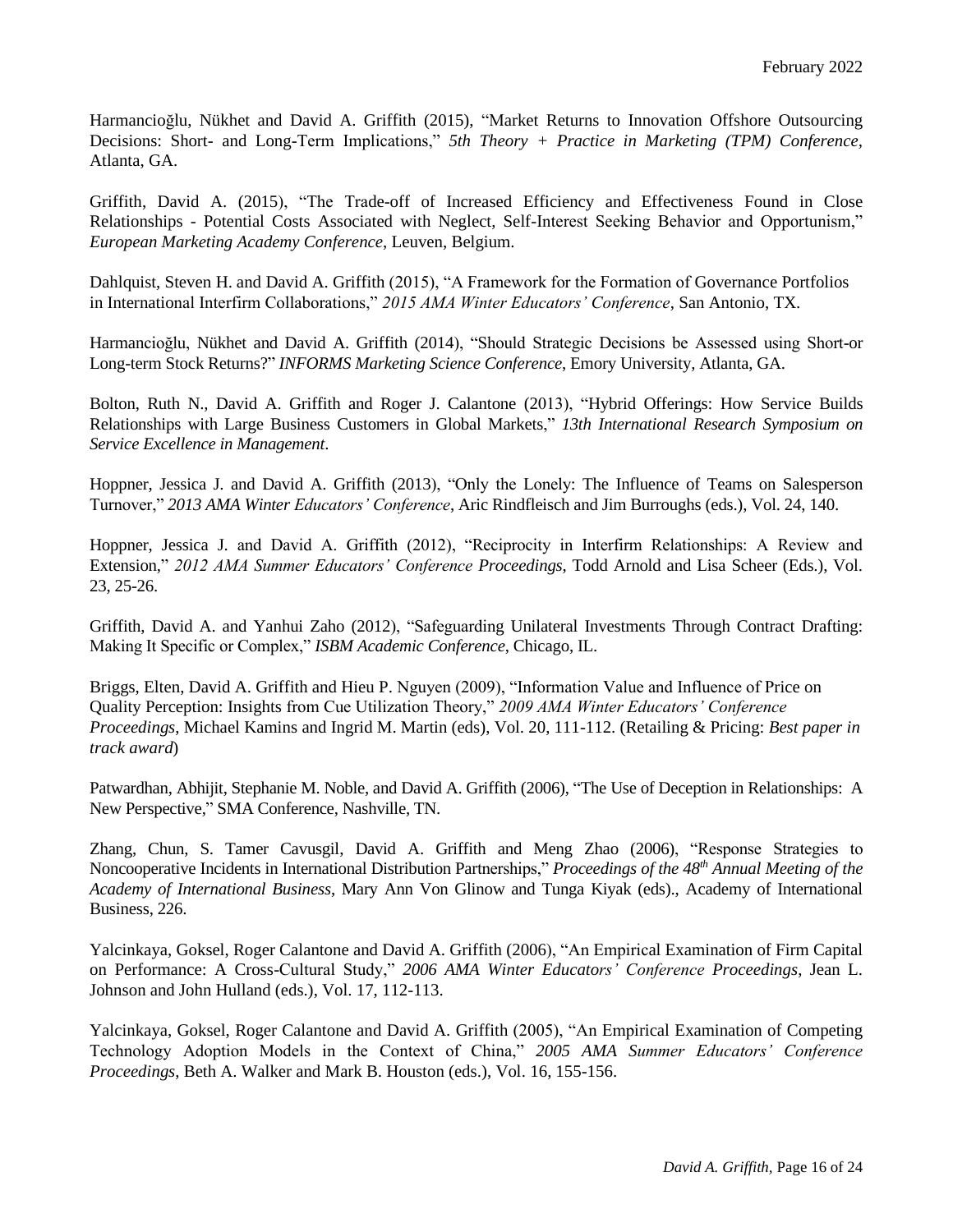Harmancioğlu, Nükhet and David A. Griffith (2015), "Market Returns to Innovation Offshore Outsourcing Decisions: Short- and Long-Term Implications," *5th Theory + Practice in Marketing (TPM) Conference*, Atlanta, GA.

Griffith, David A. (2015), "The Trade-off of Increased Efficiency and Effectiveness Found in Close Relationships - Potential Costs Associated with Neglect, Self-Interest Seeking Behavior and Opportunism," *European Marketing Academy Conference*, Leuven, Belgium.

Dahlquist, Steven H. and David A. Griffith (2015), "A Framework for the Formation of Governance Portfolios in International Interfirm Collaborations," *2015 AMA Winter Educators' Conference*, San Antonio, TX.

Harmancioğlu, Nükhet and David A. Griffith (2014), "Should Strategic Decisions be Assessed using Short-or Long-term Stock Returns?" *INFORMS Marketing Science Conference*, Emory University, Atlanta, GA.

Bolton, Ruth N., David A. Griffith and Roger J. Calantone (2013), "Hybrid Offerings: How Service Builds Relationships with Large Business Customers in Global Markets," *13th International Research Symposium on Service Excellence in Management*.

Hoppner, Jessica J. and David A. Griffith (2013), "Only the Lonely: The Influence of Teams on Salesperson Turnover," *2013 AMA Winter Educators' Conference*, Aric Rindfleisch and Jim Burroughs (eds.), Vol. 24, 140.

Hoppner, Jessica J. and David A. Griffith (2012), "Reciprocity in Interfirm Relationships: A Review and Extension," *2012 AMA Summer Educators' Conference Proceedings*, Todd Arnold and Lisa Scheer (Eds.), Vol. 23, 25-26.

Griffith, David A. and Yanhui Zaho (2012), "Safeguarding Unilateral Investments Through Contract Drafting: Making It Specific or Complex," *ISBM Academic Conference*, Chicago, IL.

Briggs, Elten, David A. Griffith and Hieu P. Nguyen (2009), "Information Value and Influence of Price on Quality Perception: Insights from Cue Utilization Theory," *2009 AMA Winter Educators' Conference Proceedings*, Michael Kamins and Ingrid M. Martin (eds), Vol. 20, 111-112. (Retailing & Pricing: *Best paper in track award*)

Patwardhan, Abhijit, Stephanie M. Noble, and David A. Griffith (2006), "The Use of Deception in Relationships: A New Perspective," SMA Conference, Nashville, TN.

Zhang, Chun, S. Tamer Cavusgil, David A. Griffith and Meng Zhao (2006), "Response Strategies to Noncooperative Incidents in International Distribution Partnerships," *Proceedings of the 48th Annual Meeting of the Academy of International Business*, Mary Ann Von Glinow and Tunga Kiyak (eds)., Academy of International Business, 226.

Yalcinkaya, Goksel, Roger Calantone and David A. Griffith (2006), "An Empirical Examination of Firm Capital on Performance: A Cross-Cultural Study," *2006 AMA Winter Educators' Conference Proceedings*, Jean L. Johnson and John Hulland (eds.), Vol. 17, 112-113.

Yalcinkaya, Goksel, Roger Calantone and David A. Griffith (2005), "An Empirical Examination of Competing Technology Adoption Models in the Context of China," *2005 AMA Summer Educators' Conference Proceedings*, Beth A. Walker and Mark B. Houston (eds.), Vol. 16, 155-156.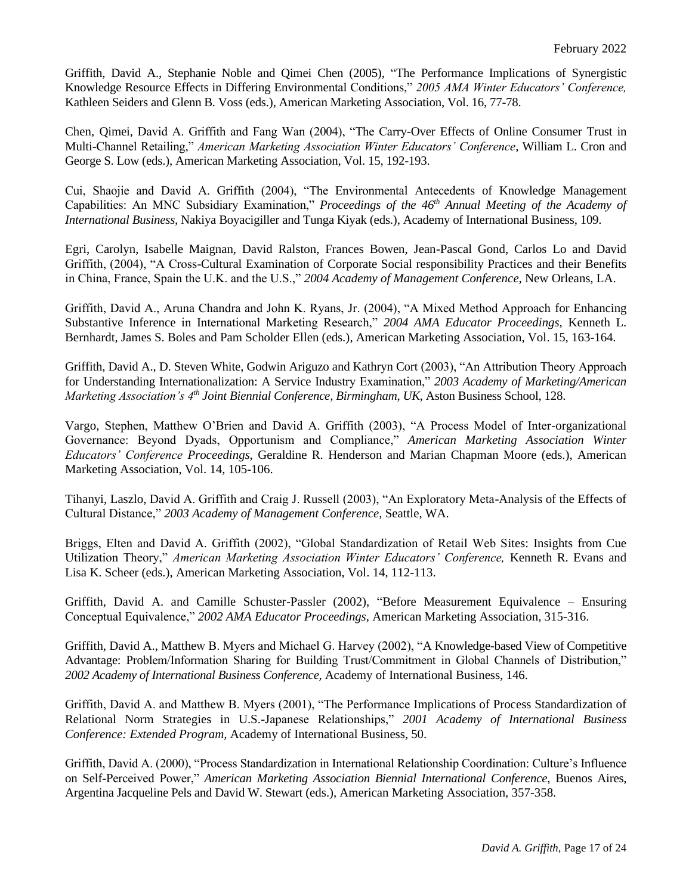Griffith, David A., Stephanie Noble and Qimei Chen (2005), "The Performance Implications of Synergistic Knowledge Resource Effects in Differing Environmental Conditions," *2005 AMA Winter Educators' Conference,* Kathleen Seiders and Glenn B. Voss (eds.), American Marketing Association, Vol. 16, 77-78.

Chen, Qimei, David A. Griffith and Fang Wan (2004), "The Carry-Over Effects of Online Consumer Trust in Multi-Channel Retailing," *American Marketing Association Winter Educators' Conference*, William L. Cron and George S. Low (eds.), American Marketing Association, Vol. 15, 192-193.

Cui, Shaojie and David A. Griffith (2004), "The Environmental Antecedents of Knowledge Management Capabilities: An MNC Subsidiary Examination," *Proceedings of the 46th Annual Meeting of the Academy of International Business*, Nakiya Boyacigiller and Tunga Kiyak (eds.), Academy of International Business, 109.

Egri, Carolyn, Isabelle Maignan, David Ralston, Frances Bowen, Jean-Pascal Gond, Carlos Lo and David Griffith, (2004), "A Cross-Cultural Examination of Corporate Social responsibility Practices and their Benefits in China, France, Spain the U.K. and the U.S.," *2004 Academy of Management Conference,* New Orleans, LA.

Griffith, David A., Aruna Chandra and John K. Ryans, Jr. (2004), "A Mixed Method Approach for Enhancing Substantive Inference in International Marketing Research," *2004 AMA Educator Proceedings*, Kenneth L. Bernhardt, James S. Boles and Pam Scholder Ellen (eds.), American Marketing Association, Vol. 15, 163-164.

Griffith, David A., D. Steven White, Godwin Ariguzo and Kathryn Cort (2003), "An Attribution Theory Approach for Understanding Internationalization: A Service Industry Examination," *2003 Academy of Marketing/American Marketing Association's 4th Joint Biennial Conference, Birmingham, UK*, Aston Business School, 128.

Vargo, Stephen, Matthew O'Brien and David A. Griffith (2003), "A Process Model of Inter-organizational Governance: Beyond Dyads, Opportunism and Compliance," *American Marketing Association Winter Educators' Conference Proceedings*, Geraldine R. Henderson and Marian Chapman Moore (eds.), American Marketing Association, Vol. 14, 105-106.

Tihanyi, Laszlo, David A. Griffith and Craig J. Russell (2003), "An Exploratory Meta-Analysis of the Effects of Cultural Distance," *2003 Academy of Management Conference,* Seattle, WA.

Briggs, Elten and David A. Griffith (2002), "Global Standardization of Retail Web Sites: Insights from Cue Utilization Theory," *American Marketing Association Winter Educators' Conference,* Kenneth R. Evans and Lisa K. Scheer (eds.), American Marketing Association, Vol. 14, 112-113.

Griffith, David A. and Camille Schuster-Passler (2002), "Before Measurement Equivalence – Ensuring Conceptual Equivalence," *2002 AMA Educator Proceedings*, American Marketing Association, 315-316.

Griffith, David A., Matthew B. Myers and Michael G. Harvey (2002), "A Knowledge-based View of Competitive Advantage: Problem/Information Sharing for Building Trust/Commitment in Global Channels of Distribution," *2002 Academy of International Business Conference,* Academy of International Business, 146.

Griffith, David A. and Matthew B. Myers (2001), "The Performance Implications of Process Standardization of Relational Norm Strategies in U.S.-Japanese Relationships," *2001 Academy of International Business Conference: Extended Program*, Academy of International Business, 50.

Griffith, David A. (2000), "Process Standardization in International Relationship Coordination: Culture's Influence on Self-Perceived Power," *American Marketing Association Biennial International Conference*, Buenos Aires, Argentina Jacqueline Pels and David W. Stewart (eds.), American Marketing Association, 357-358.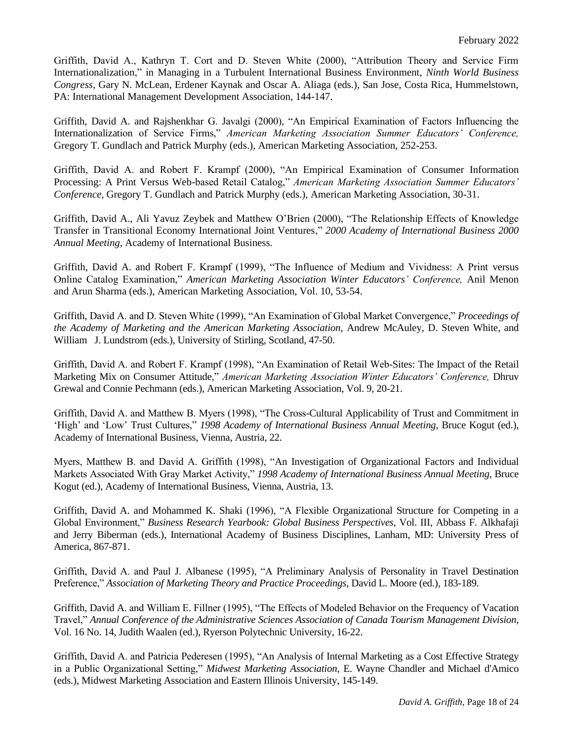Griffith, David A., Kathryn T. Cort and D. Steven White (2000), "Attribution Theory and Service Firm Internationalization," in Managing in a Turbulent International Business Environment, *Ninth World Business Congress*, Gary N. McLean, Erdener Kaynak and Oscar A. Aliaga (eds.), San Jose, Costa Rica, Hummelstown, PA: International Management Development Association, 144-147.

Griffith, David A. and Rajshenkhar G. Javalgi (2000), "An Empirical Examination of Factors Influencing the Internationalization of Service Firms," *American Marketing Association Summer Educators' Conference,* Gregory T. Gundlach and Patrick Murphy (eds.), American Marketing Association, 252-253.

Griffith, David A. and Robert F. Krampf (2000), "An Empirical Examination of Consumer Information Processing: A Print Versus Web-based Retail Catalog," *American Marketing Association Summer Educators' Conference,* Gregory T. Gundlach and Patrick Murphy (eds.), American Marketing Association, 30-31.

Griffith, David A., Ali Yavuz Zeybek and Matthew O'Brien (2000), "The Relationship Effects of Knowledge Transfer in Transitional Economy International Joint Ventures," *2000 Academy of International Business 2000 Annual Meeting,* Academy of International Business.

Griffith, David A. and Robert F. Krampf (1999), "The Influence of Medium and Vividness: A Print versus Online Catalog Examination," *American Marketing Association Winter Educators' Conference,* Anil Menon and Arun Sharma (eds.), American Marketing Association, Vol. 10, 53-54.

Griffith, David A. and D. Steven White (1999), "An Examination of Global Market Convergence," *Proceedings of the Academy of Marketing and the American Marketing Association*, Andrew McAuley, D. Steven White, and William J. Lundstrom (eds.), University of Stirling, Scotland, 47-50.

Griffith, David A. and Robert F. Krampf (1998), "An Examination of Retail Web-Sites: The Impact of the Retail Marketing Mix on Consumer Attitude," *American Marketing Association Winter Educators' Conference,* Dhruv Grewal and Connie Pechmann (eds.), American Marketing Association, Vol. 9, 20-21.

Griffith, David A. and Matthew B. Myers (1998), "The Cross-Cultural Applicability of Trust and Commitment in 'High' and 'Low' Trust Cultures," *1998 Academy of International Business Annual Meeting*, Bruce Kogut (ed.), Academy of International Business, Vienna, Austria, 22.

Myers, Matthew B. and David A. Griffith (1998), "An Investigation of Organizational Factors and Individual Markets Associated With Gray Market Activity," *1998 Academy of International Business Annual Meeting*, Bruce Kogut (ed.), Academy of International Business, Vienna, Austria, 13.

Griffith, David A. and Mohammed K. Shaki (1996), "A Flexible Organizational Structure for Competing in a Global Environment," *Business Research Yearbook: Global Business Perspectives*, Vol. III, Abbass F. Alkhafaji and Jerry Biberman (eds.), International Academy of Business Disciplines, Lanham, MD: University Press of America, 867-871.

Griffith, David A. and Paul J. Albanese (1995), "A Preliminary Analysis of Personality in Travel Destination Preference," *Association of Marketing Theory and Practice Proceedings*, David L. Moore (ed.), 183-189.

Griffith, David A. and William E. Fillner (1995), "The Effects of Modeled Behavior on the Frequency of Vacation Travel," *Annual Conference of the Administrative Sciences Association of Canada Tourism Management Division*, Vol. 16 No. 14, Judith Waalen (ed.), Ryerson Polytechnic University, 16-22.

Griffith, David A. and Patricia Pederesen (1995), "An Analysis of Internal Marketing as a Cost Effective Strategy in a Public Organizational Setting," *Midwest Marketing Association*, E. Wayne Chandler and Michael d'Amico (eds.), Midwest Marketing Association and Eastern Illinois University, 145-149.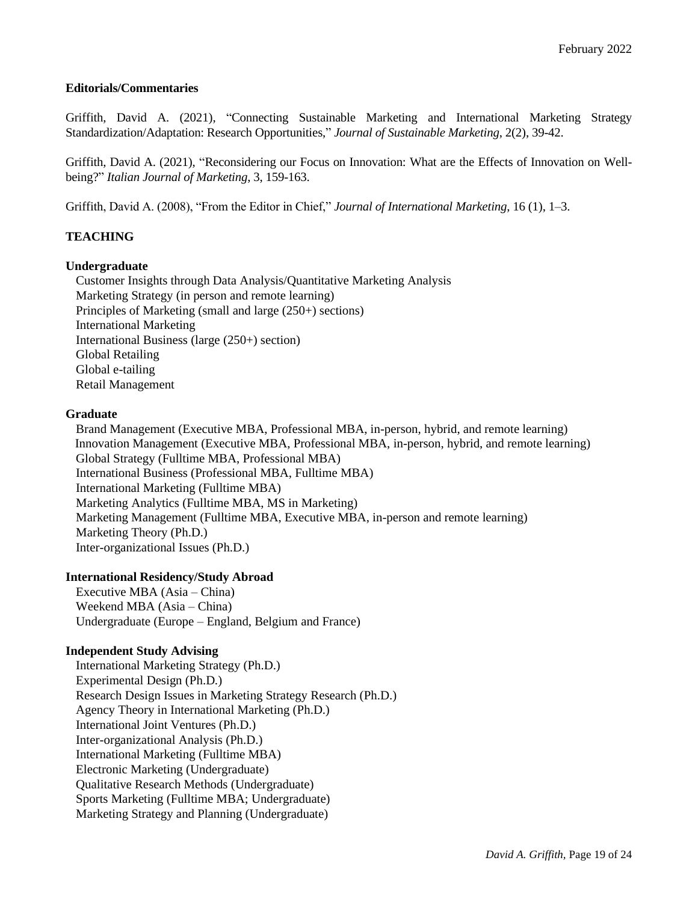**Editorials/Commentaries**

Griffith, David A. (2021), "Connecting Sustainable Marketing and International Marketing Strategy Standardization/Adaptation: Research Opportunities," *Journal of Sustainable Marketing*, 2(2), 39-42.

Griffith, David A. (2021), "Reconsidering our Focus on Innovation: What are the Effects of Innovation on Well-being?" *Italian Journal of Marketing*, 3, 159-163.

Griffith, David A. (2008), "From the Editor in Chief," *Journal of International Marketing*, 16 (1), 1–3.

## TEACHING

**Undergraduate**

- Customer Insights through Data Analysis/Quantitative Marketing Analysis
- Marketing Strategy (in person and remote learning)
- Principles of Marketing (small and large (250+) sections)
- International Marketing
- International Business (large (250+) section)
- Global Retailing
- Global e-tailing
- Retail Management

**Graduate**

- Brand Management (Executive MBA, Professional MBA, in-person, hybrid, and remote learning)
- Innovation Management (Executive MBA, Professional MBA, in-person, hybrid, and remote learning)
- Global Strategy (Fulltime MBA, Professional MBA)
- International Business (Professional MBA, Fulltime MBA)
- International Marketing (Fulltime MBA)
- Marketing Analytics (Fulltime MBA, MS in Marketing)
- Marketing Management (Fulltime MBA, Executive MBA, in-person and remote learning)
- Marketing Theory (Ph.D.)
- Inter-organizational Issues (Ph.D.)

**International Residency/Study Abroad**

- Executive MBA (Asia – China)
- Weekend MBA (Asia – China)
- Undergraduate (Europe – England, Belgium and France)

**Independent Study Advising**

- International Marketing Strategy (Ph.D.)
- Experimental Design (Ph.D.)
- Research Design Issues in Marketing Strategy Research (Ph.D.)
- Agency Theory in International Marketing (Ph.D.)
- International Joint Ventures (Ph.D.)
- Inter-organizational Analysis (Ph.D.)
- International Marketing (Fulltime MBA)
- Electronic Marketing (Undergraduate)
- Qualitative Research Methods (Undergraduate)
- Sports Marketing (Fulltime MBA; Undergraduate)
- Marketing Strategy and Planning (Undergraduate)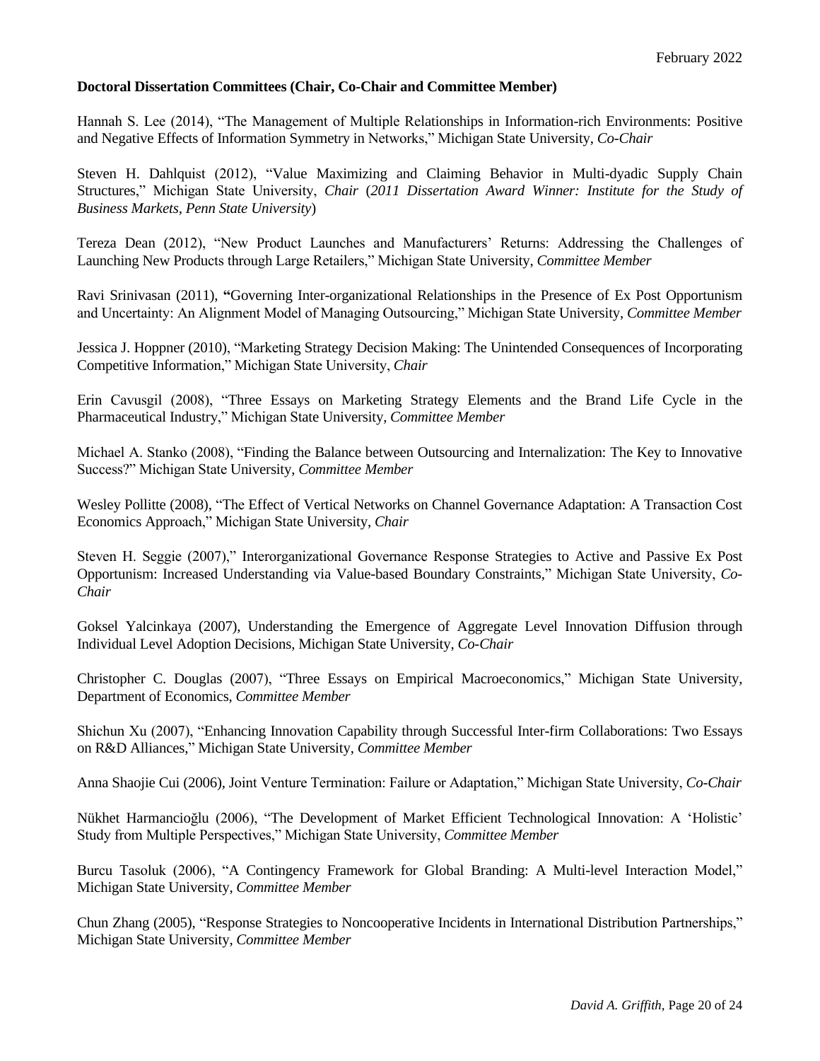**Doctoral Dissertation Committees (Chair, Co-Chair and Committee Member)**

Hannah S. Lee (2014), "The Management of Multiple Relationships in Information-rich Environments: Positive and Negative Effects of Information Symmetry in Networks," Michigan State University, *Co-Chair*

Steven H. Dahlquist (2012), "Value Maximizing and Claiming Behavior in Multi-dyadic Supply Chain Structures," Michigan State University, *Chair* (*2011 Dissertation Award Winner: Institute for the Study of Business Markets, Penn State University*)

Tereza Dean (2012), "New Product Launches and Manufacturers' Returns: Addressing the Challenges of Launching New Products through Large Retailers," Michigan State University, *Committee Member*

Ravi Srinivasan (2011), **"**Governing Inter-organizational Relationships in the Presence of Ex Post Opportunism and Uncertainty: An Alignment Model of Managing Outsourcing," Michigan State University, *Committee Member*

Jessica J. Hoppner (2010), "Marketing Strategy Decision Making: The Unintended Consequences of Incorporating Competitive Information," Michigan State University, *Chair*

Erin Cavusgil (2008), "Three Essays on Marketing Strategy Elements and the Brand Life Cycle in the Pharmaceutical Industry," Michigan State University, *Committee Member*

Michael A. Stanko (2008), "Finding the Balance between Outsourcing and Internalization: The Key to Innovative Success?" Michigan State University, *Committee Member*

Wesley Pollitte (2008), "The Effect of Vertical Networks on Channel Governance Adaptation: A Transaction Cost Economics Approach," Michigan State University, *Chair*

Steven H. Seggie (2007)," Interorganizational Governance Response Strategies to Active and Passive Ex Post Opportunism: Increased Understanding via Value-based Boundary Constraints," Michigan State University, *Co-Chair*

Goksel Yalcinkaya (2007), Understanding the Emergence of Aggregate Level Innovation Diffusion through Individual Level Adoption Decisions, Michigan State University, *Co-Chair*

Christopher C. Douglas (2007), "Three Essays on Empirical Macroeconomics," Michigan State University, Department of Economics, *Committee Member*

Shichun Xu (2007), "Enhancing Innovation Capability through Successful Inter-firm Collaborations: Two Essays on R&D Alliances," Michigan State University, *Committee Member*

Anna Shaojie Cui (2006), Joint Venture Termination: Failure or Adaptation," Michigan State University, *Co-Chair*

Nükhet Harmancioğlu (2006), "The Development of Market Efficient Technological Innovation: A 'Holistic' Study from Multiple Perspectives," Michigan State University, *Committee Member*

Burcu Tasoluk (2006), "A Contingency Framework for Global Branding: A Multi-level Interaction Model," Michigan State University, *Committee Member*

Chun Zhang (2005), "Response Strategies to Noncooperative Incidents in International Distribution Partnerships," Michigan State University, *Committee Member*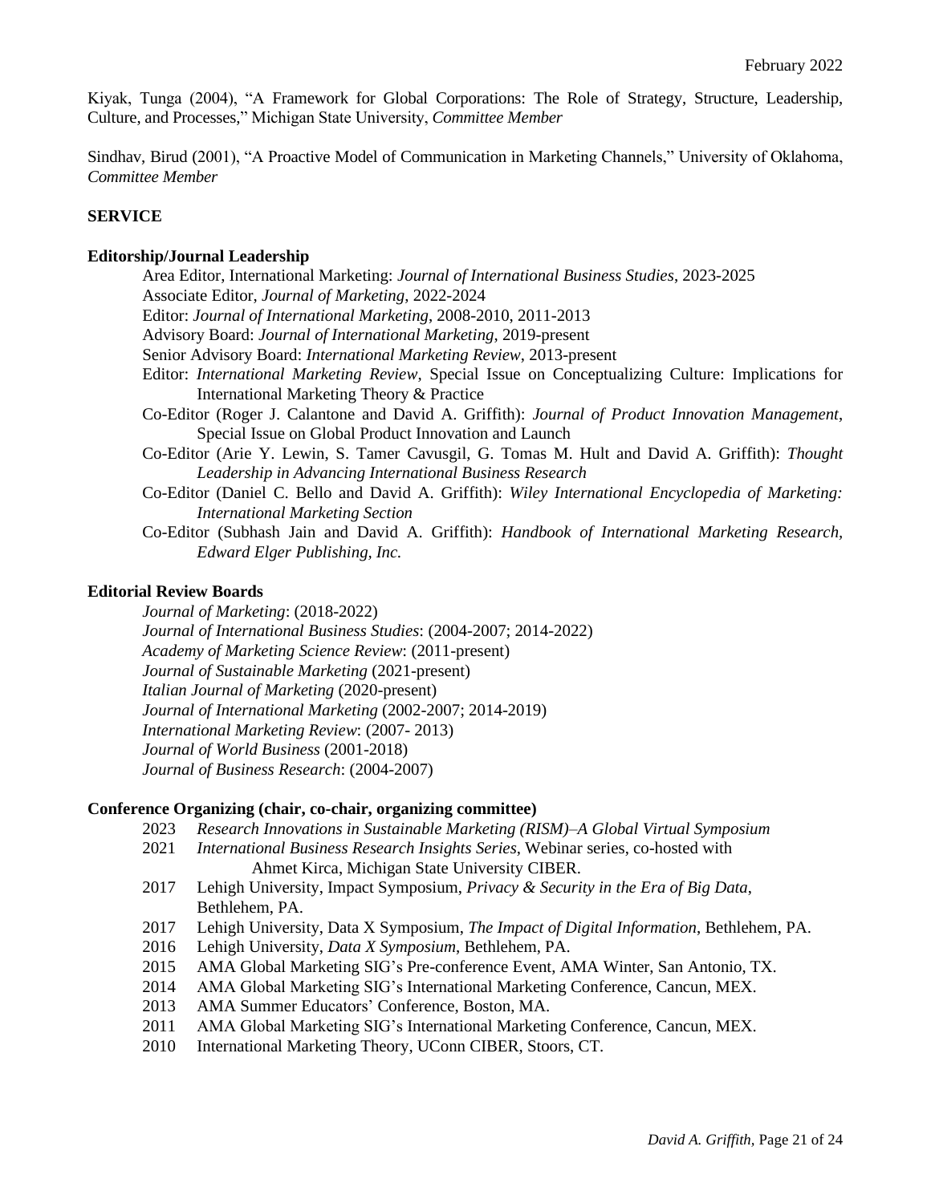Kiyak, Tunga (2004), "A Framework for Global Corporations: The Role of Strategy, Structure, Leadership, Culture, and Processes," Michigan State University, *Committee Member*

Sindhav, Birud (2001), "A Proactive Model of Communication in Marketing Channels," University of Oklahoma, *Committee Member*

## SERVICE

### Editorship/Journal Leadership

Area Editor, International Marketing: *Journal of International Business Studies*, 2023-2025
Associate Editor, *Journal of Marketing*, 2022-2024
Editor: *Journal of International Marketing*, 2008-2010, 2011-2013
Advisory Board: *Journal of International Marketing*, 2019-present
Senior Advisory Board: *International Marketing Review*, 2013-present
Editor: *International Marketing Review*, Special Issue on Conceptualizing Culture: Implications for International Marketing Theory & Practice
Co-Editor (Roger J. Calantone and David A. Griffith): *Journal of Product Innovation Management*, Special Issue on Global Product Innovation and Launch
Co-Editor (Arie Y. Lewin, S. Tamer Cavusgil, G. Tomas M. Hult and David A. Griffith): *Thought Leadership in Advancing International Business Research*
Co-Editor (Daniel C. Bello and David A. Griffith): *Wiley International Encyclopedia of Marketing: International Marketing Section*
Co-Editor (Subhash Jain and David A. Griffith): *Handbook of International Marketing Research, Edward Elger Publishing, Inc.*

### Editorial Review Boards

*Journal of Marketing*: (2018-2022)
*Journal of International Business Studies*: (2004-2007; 2014-2022)
*Academy of Marketing Science Review*: (2011-present)
*Journal of Sustainable Marketing* (2021-present)
*Italian Journal of Marketing* (2020-present)
*Journal of International Marketing* (2002-2007; 2014-2019)
*International Marketing Review*: (2007- 2013)
*Journal of World Business* (2001-2018)
*Journal of Business Research*: (2004-2007)

### Conference Organizing (chair, co-chair, organizing committee)

2023 *Research Innovations in Sustainable Marketing (RISM)–A Global Virtual Symposium*
2021 *International Business Research Insights Series*, Webinar series, co-hosted with Ahmet Kirca, Michigan State University CIBER.
2017 Lehigh University, Impact Symposium, *Privacy & Security in the Era of Big Data*, Bethlehem, PA.
2017 Lehigh University, Data X Symposium, *The Impact of Digital Information*, Bethlehem, PA.
2016 Lehigh University, *Data X Symposium*, Bethlehem, PA.
2015 AMA Global Marketing SIG's Pre-conference Event, AMA Winter, San Antonio, TX.
2014 AMA Global Marketing SIG's International Marketing Conference, Cancun, MEX.
2013 AMA Summer Educators' Conference, Boston, MA.
2011 AMA Global Marketing SIG's International Marketing Conference, Cancun, MEX.
2010 International Marketing Theory, UConn CIBER, Stoors, CT.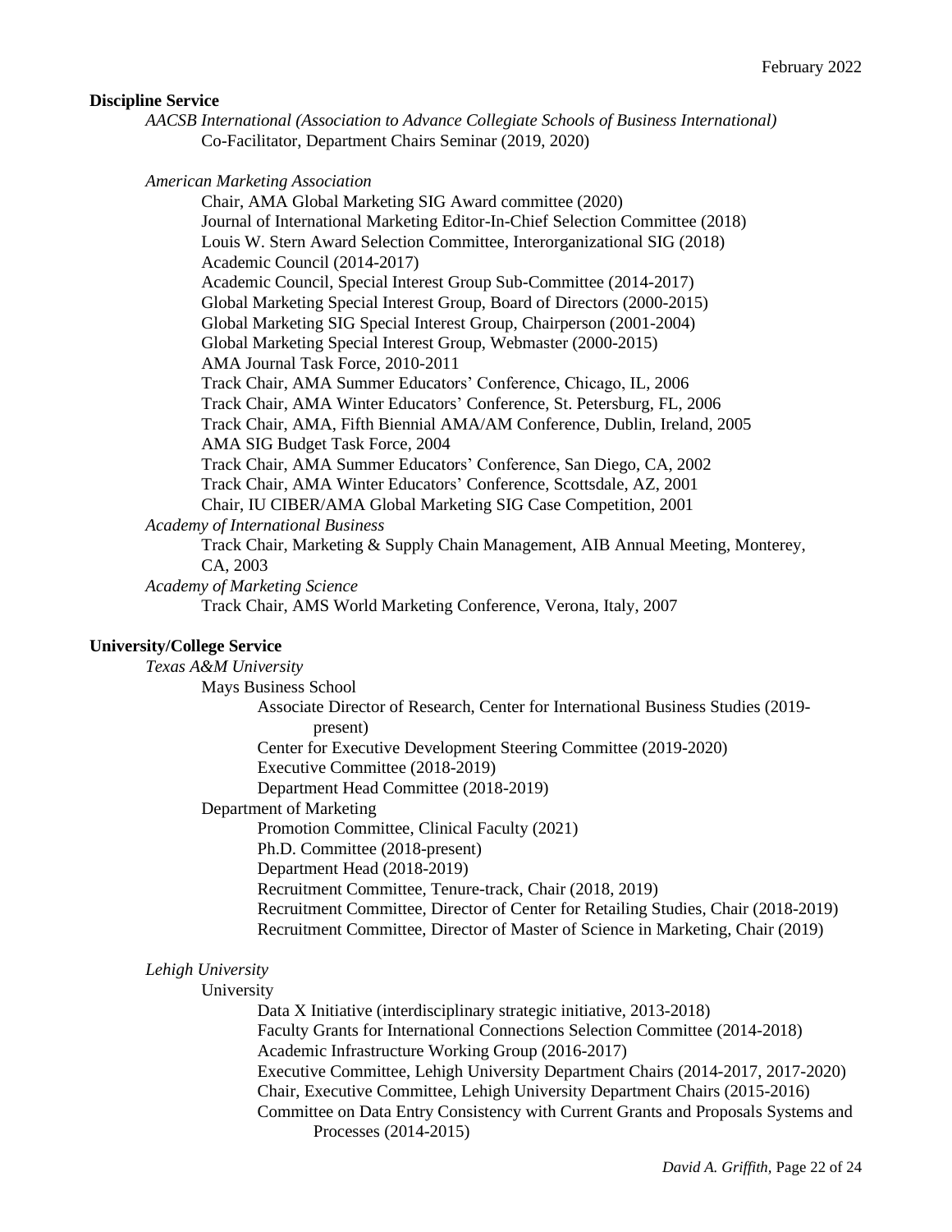**Discipline Service**

*AACSB International (Association to Advance Collegiate Schools of Business International)*

Co-Facilitator, Department Chairs Seminar (2019, 2020)

*American Marketing Association*

Chair, AMA Global Marketing SIG Award committee (2020)
Journal of International Marketing Editor-In-Chief Selection Committee (2018)
Louis W. Stern Award Selection Committee, Interorganizational SIG (2018)
Academic Council (2014-2017)
Academic Council, Special Interest Group Sub-Committee (2014-2017)
Global Marketing Special Interest Group, Board of Directors (2000-2015)
Global Marketing SIG Special Interest Group, Chairperson (2001-2004)
Global Marketing Special Interest Group, Webmaster (2000-2015)
AMA Journal Task Force, 2010-2011
Track Chair, AMA Summer Educators' Conference, Chicago, IL, 2006
Track Chair, AMA Winter Educators' Conference, St. Petersburg, FL, 2006
Track Chair, AMA, Fifth Biennial AMA/AM Conference, Dublin, Ireland, 2005
AMA SIG Budget Task Force, 2004
Track Chair, AMA Summer Educators' Conference, San Diego, CA, 2002
Track Chair, AMA Winter Educators' Conference, Scottsdale, AZ, 2001
Chair, IU CIBER/AMA Global Marketing SIG Case Competition, 2001

*Academy of International Business*

Track Chair, Marketing & Supply Chain Management, AIB Annual Meeting, Monterey, CA, 2003

*Academy of Marketing Science*

Track Chair, AMS World Marketing Conference, Verona, Italy, 2007

**University/College Service**

*Texas A&M University*

Mays Business School

Associate Director of Research, Center for International Business Studies (2019-present)
Center for Executive Development Steering Committee (2019-2020)
Executive Committee (2018-2019)
Department Head Committee (2018-2019)

Department of Marketing

Promotion Committee, Clinical Faculty (2021)
Ph.D. Committee (2018-present)
Department Head (2018-2019)
Recruitment Committee, Tenure-track, Chair (2018, 2019)
Recruitment Committee, Director of Center for Retailing Studies, Chair (2018-2019)
Recruitment Committee, Director of Master of Science in Marketing, Chair (2019)

*Lehigh University*

University

Data X Initiative (interdisciplinary strategic initiative, 2013-2018)
Faculty Grants for International Connections Selection Committee (2014-2018)
Academic Infrastructure Working Group (2016-2017)
Executive Committee, Lehigh University Department Chairs (2014-2017, 2017-2020)
Chair, Executive Committee, Lehigh University Department Chairs (2015-2016)
Committee on Data Entry Consistency with Current Grants and Proposals Systems and Processes (2014-2015)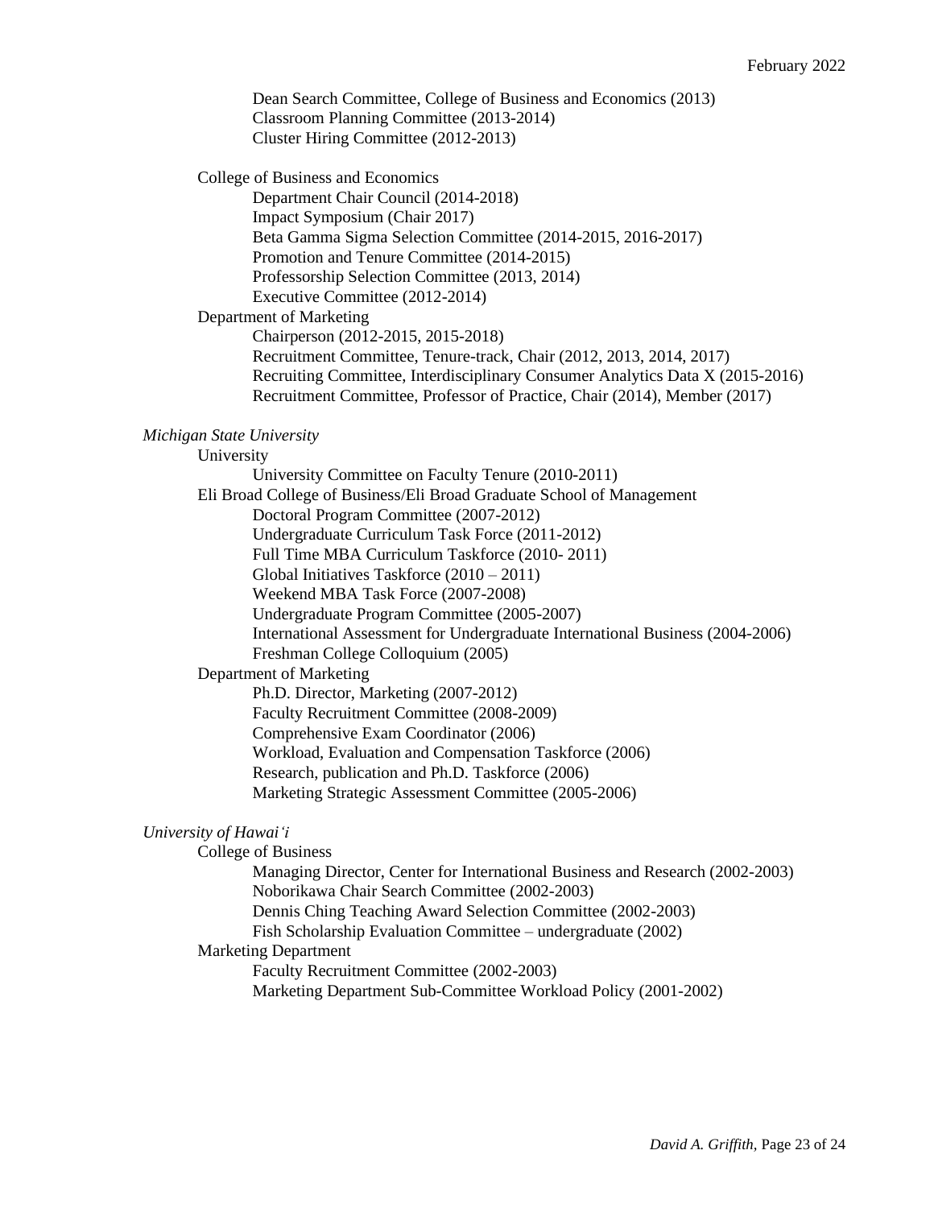Dean Search Committee, College of Business and Economics (2013)
Classroom Planning Committee (2013-2014)
Cluster Hiring Committee (2012-2013)

College of Business and Economics
- Department Chair Council (2014-2018)
- Impact Symposium (Chair 2017)
- Beta Gamma Sigma Selection Committee (2014-2015, 2016-2017)
- Promotion and Tenure Committee (2014-2015)
- Professorship Selection Committee (2013, 2014)
- Executive Committee (2012-2014)

Department of Marketing
- Chairperson (2012-2015, 2015-2018)
- Recruitment Committee, Tenure-track, Chair (2012, 2013, 2014, 2017)
- Recruiting Committee, Interdisciplinary Consumer Analytics Data X (2015-2016)
- Recruitment Committee, Professor of Practice, Chair (2014), Member (2017)

*Michigan State University*

University
- University Committee on Faculty Tenure (2010-2011)

Eli Broad College of Business/Eli Broad Graduate School of Management
- Doctoral Program Committee (2007-2012)
- Undergraduate Curriculum Task Force (2011-2012)
- Full Time MBA Curriculum Taskforce (2010- 2011)
- Global Initiatives Taskforce (2010 – 2011)
- Weekend MBA Task Force (2007-2008)
- Undergraduate Program Committee (2005-2007)
- International Assessment for Undergraduate International Business (2004-2006)
- Freshman College Colloquium (2005)

Department of Marketing
- Ph.D. Director, Marketing (2007-2012)
- Faculty Recruitment Committee (2008-2009)
- Comprehensive Exam Coordinator (2006)
- Workload, Evaluation and Compensation Taskforce (2006)
- Research, publication and Ph.D. Taskforce (2006)
- Marketing Strategic Assessment Committee (2005-2006)

*University of Hawai'i*

College of Business
- Managing Director, Center for International Business and Research (2002-2003)
- Noborikawa Chair Search Committee (2002-2003)
- Dennis Ching Teaching Award Selection Committee (2002-2003)
- Fish Scholarship Evaluation Committee – undergraduate (2002)

Marketing Department
- Faculty Recruitment Committee (2002-2003)
- Marketing Department Sub-Committee Workload Policy (2001-2002)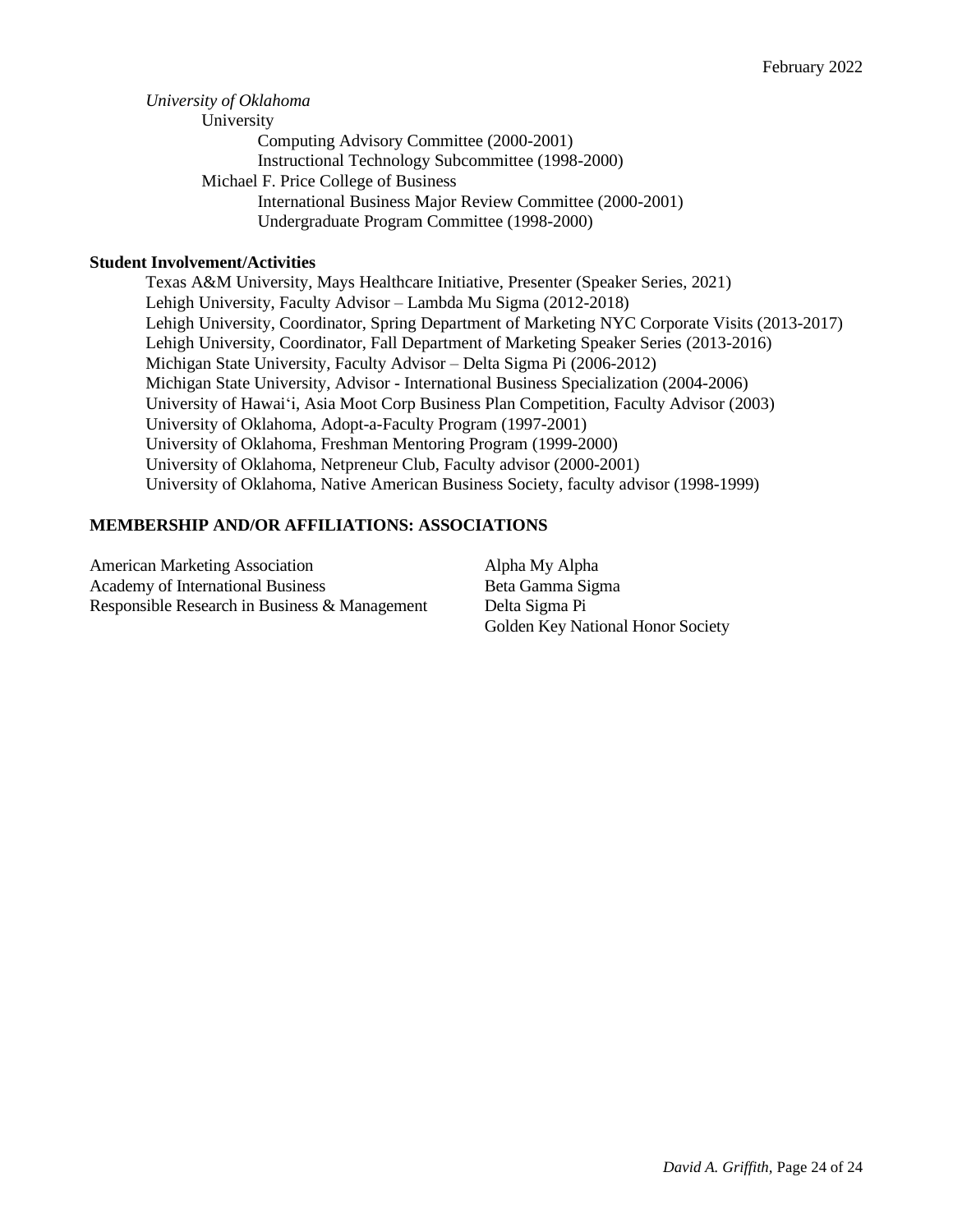*University of Oklahoma*

University

Computing Advisory Committee (2000-2001)

Instructional Technology Subcommittee (1998-2000)

Michael F. Price College of Business

International Business Major Review Committee (2000-2001)

Undergraduate Program Committee (1998-2000)

**Student Involvement/Activities**

Texas A&M University, Mays Healthcare Initiative, Presenter (Speaker Series, 2021)
Lehigh University, Faculty Advisor – Lambda Mu Sigma (2012-2018)
Lehigh University, Coordinator, Spring Department of Marketing NYC Corporate Visits (2013-2017)
Lehigh University, Coordinator, Fall Department of Marketing Speaker Series (2013-2016)
Michigan State University, Faculty Advisor – Delta Sigma Pi (2006-2012)
Michigan State University, Advisor - International Business Specialization (2004-2006)
University of Hawai‘i, Asia Moot Corp Business Plan Competition, Faculty Advisor (2003)
University of Oklahoma, Adopt-a-Faculty Program (1997-2001)
University of Oklahoma, Freshman Mentoring Program (1999-2000)
University of Oklahoma, Netpreneur Club, Faculty advisor (2000-2001)
University of Oklahoma, Native American Business Society, faculty advisor (1998-1999)

## MEMBERSHIP AND/OR AFFILIATIONS: ASSOCIATIONS

American Marketing Association
Academy of International Business
Responsible Research in Business & Management
Alpha My Alpha
Beta Gamma Sigma
Delta Sigma Pi
Golden Key National Honor Society